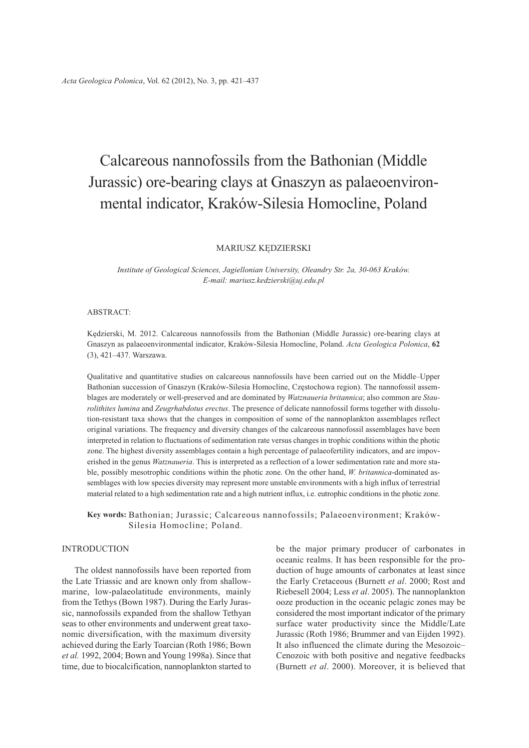# Calcareous nannofossils from the Bathonian (Middle Jurassic) ore-bearing clays at Gnaszyn as palaeoenvironmental indicator, Kraków-Silesia Homocline, Poland

MARIUSZ KĘDZIERSKI

*Institute of Geological Sciences, Jagiellonian University, Oleandry Str. 2a, 30-063 Kraków.*
*E-mail: mariusz.kedzierski@uj.edu.pl*

ABSTRACT:

Kędzierski, M. 2012. Calcareous nannofossils from the Bathonian (Middle Jurassic) ore-bearing clays at Gnaszyn as palaeoenvironmental indicator, Kraków-Silesia Homocline, Poland. *Acta Geologica Polonica*, **62** (3), 421–437. Warszawa.

Qualitative and quantitative studies on calcareous nannofossils have been carried out on the Middle–Upper Bathonian succession of Gnaszyn (Kraków-Silesia Homocline, Częstochowa region). The nannofossil assemblages are moderately or well-preserved and are dominated by *Watznaueria britannica*; also common are *Staurolithites lumina* and *Zeugrhabdotus erectus*. The presence of delicate nannofossil forms together with dissolution-resistant taxa shows that the changes in composition of some of the nannoplankton assemblages reflect original variations. The frequency and diversity changes of the calcareous nannofossil assemblages have been interpreted in relation to fluctuations of sedimentation rate versus changes in trophic conditions within the photic zone. The highest diversity assemblages contain a high percentage of palaeofertility indicators, and are impoverished in the genus *Watznaueria*. This is interpreted as a reflection of a lower sedimentation rate and more stable, possibly mesotrophic conditions within the photic zone. On the other hand, *W. britannica*-dominated assemblages with low species diversity may represent more unstable environments with a high influx of terrestrial material related to a high sedimentation rate and a high nutrient influx, i.e. eutrophic conditions in the photic zone.

**Key words:** Bathonian; Jurassic; Calcareous nannofossils; Palaeoenvironment; Kraków-Silesia Homocline; Poland.

## INTRODUCTION

The oldest nannofossils have been reported from the Late Triassic and are known only from shallow-marine, low-palaeolatitude environments, mainly from the Tethys (Bown 1987). During the Early Jurassic, nannofossils expanded from the shallow Tethyan seas to other environments and underwent great taxonomic diversification, with the maximum diversity achieved during the Early Toarcian (Roth 1986; Bown *et al.* 1992, 2004; Bown and Young 1998a). Since that time, due to biocalcification, nannoplankton started to be the major primary producer of carbonates in oceanic realms. It has been responsible for the production of huge amounts of carbonates at least since the Early Cretaceous (Burnett *et al*. 2000; Rost and Riebesell 2004; Less *et al*. 2005). The nannoplankton ooze production in the oceanic pelagic zones may be considered the most important indicator of the primary surface water productivity since the Middle/Late Jurassic (Roth 1986; Brummer and van Eijden 1992). It also influenced the climate during the Mesozoic–Cenozoic with both positive and negative feedbacks (Burnett *et al*. 2000). Moreover, it is believed that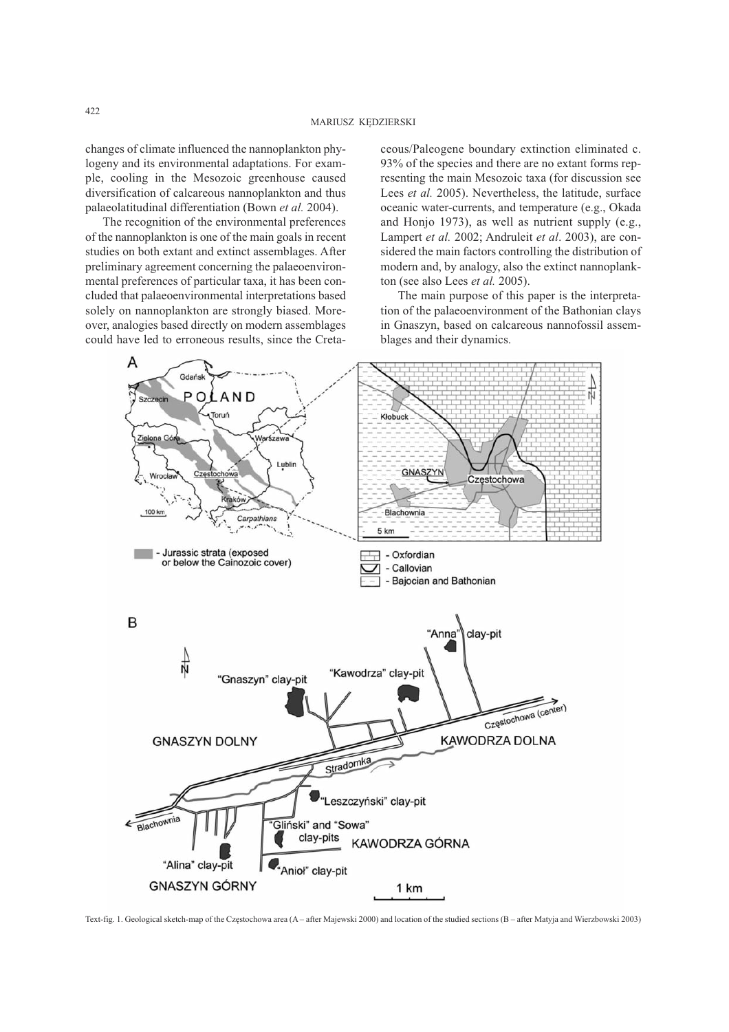changes of climate influenced the nannoplankton phylogeny and its environmental adaptations. For example, cooling in the Mesozoic greenhouse caused diversification of calcareous nannoplankton and thus palaeolatitudinal differentiation (Bown *et al.* 2004).

The recognition of the environmental preferences of the nannoplankton is one of the main goals in recent studies on both extant and extinct assemblages. After preliminary agreement concerning the palaeoenvironmental preferences of particular taxa, it has been concluded that palaeoenvironmental interpretations based solely on nannoplankton are strongly biased. Moreover, analogies based directly on modern assemblages could have led to erroneous results, since the Cretaceous/Paleogene boundary extinction eliminated c. 93% of the species and there are no extant forms representing the main Mesozoic taxa (for discussion see Lees *et al.* 2005). Nevertheless, the latitude, surface oceanic water-currents, and temperature (e.g., Okada and Honjo 1973), as well as nutrient supply (e.g., Lampert *et al.* 2002; Andruleit *et al*. 2003), are considered the main factors controlling the distribution of modern and, by analogy, also the extinct nannoplankton (see also Lees *et al.* 2005).

The main purpose of this paper is the interpretation of the palaeoenvironment of the Bathonian clays in Gnaszyn, based on calcareous nannofossil assemblages and their dynamics.

Text-fig. 1. Geological sketch-map of the Częstochowa area (A – after Majewski 2000) and location of the studied sections (B – after Matyja and Wierzbowski 2003)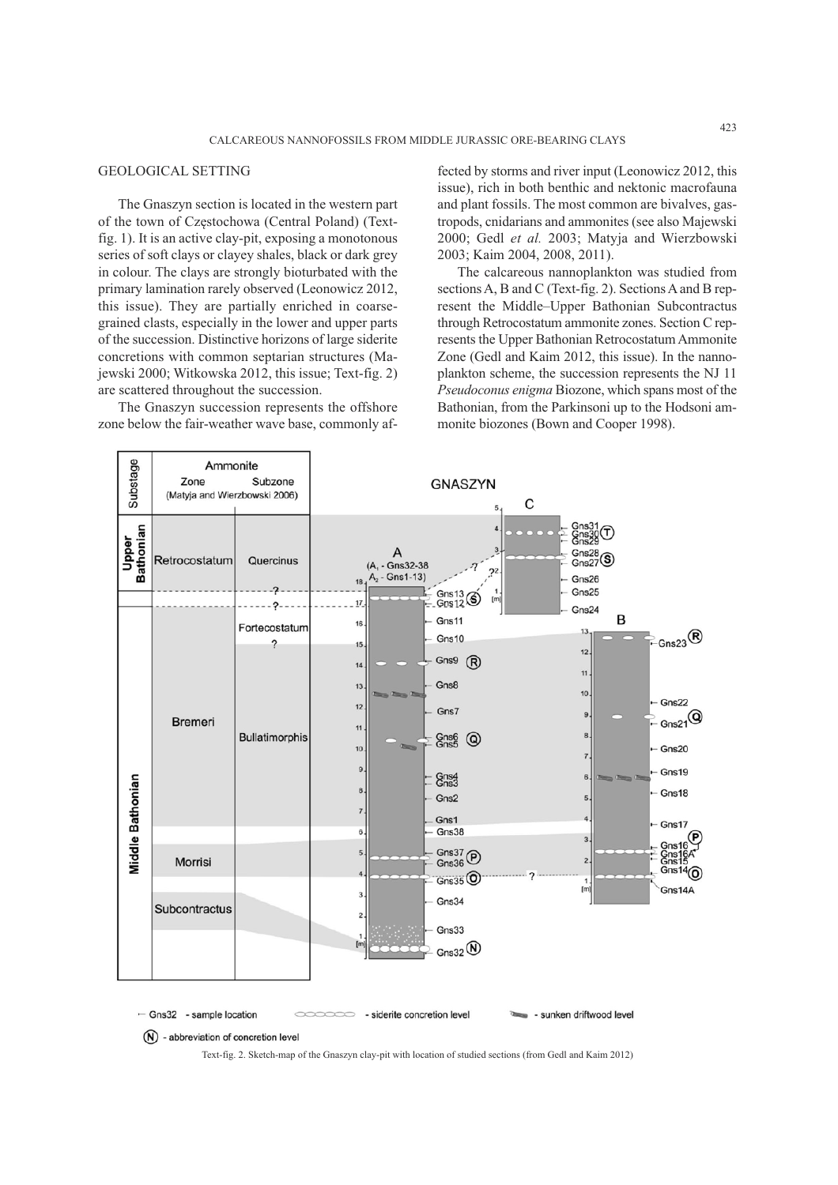## GEOLOGICAL SETTING

The Gnaszyn section is located in the western part of the town of Częstochowa (Central Poland) (Text-fig. 1). It is an active clay-pit, exposing a monotonous series of soft clays or clayey shales, black or dark grey in colour. The clays are strongly bioturbated with the primary lamination rarely observed (Leonowicz 2012, this issue). They are partially enriched in coarse-grained clasts, especially in the lower and upper parts of the succession. Distinctive horizons of large siderite concretions with common septarian structures (Majewski 2000; Witkowska 2012, this issue; Text-fig. 2) are scattered throughout the succession.

The Gnaszyn succession represents the offshore zone below the fair-weather wave base, commonly affected by storms and river input (Leonowicz 2012, this issue), rich in both benthic and nektonic macrofauna and plant fossils. The most common are bivalves, gastropods, cnidarians and ammonites (see also Majewski 2000; Gedl *et al.* 2003; Matyja and Wierzbowski 2003; Kaim 2004, 2008, 2011).

The calcareous nannoplankton was studied from sections A, B and C (Text-fig. 2). Sections A and B represent the Middle–Upper Bathonian Subcontractus through Retrocostatum ammonite zones. Section C represents the Upper Bathonian Retrocostatum Ammonite Zone (Gedl and Kaim 2012, this issue). In the nannoplankton scheme, the succession represents the NJ 11 *Pseudoconus enigma* Biozone, which spans most of the Bathonian, from the Parkinsoni up to the Hodsoni ammonite biozones (Bown and Cooper 1998).

Text-fig. 2. Sketch-map of the Gnaszyn clay-pit with location of studied sections (from Gedl and Kaim 2012)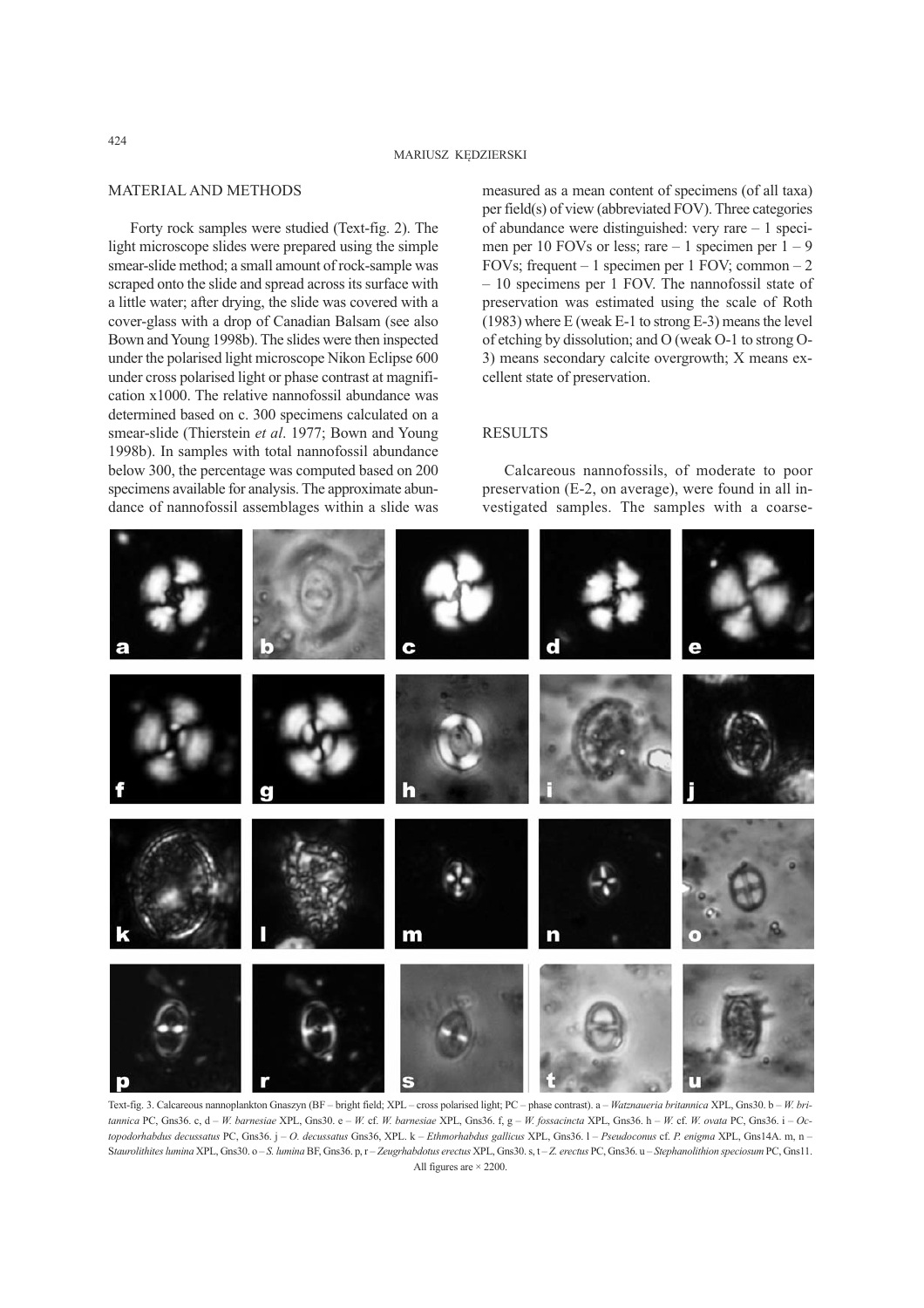## MATERIAL AND METHODS

Forty rock samples were studied (Text-fig. 2). The light microscope slides were prepared using the simple smear-slide method; a small amount of rock-sample was scraped onto the slide and spread across its surface with a little water; after drying, the slide was covered with a cover-glass with a drop of Canadian Balsam (see also Bown and Young 1998b). The slides were then inspected under the polarised light microscope Nikon Eclipse 600 under cross polarised light or phase contrast at magnification x1000. The relative nannofossil abundance was determined based on c. 300 specimens calculated on a smear-slide (Thierstein *et al*. 1977; Bown and Young 1998b). In samples with total nannofossil abundance below 300, the percentage was computed based on 200 specimens available for analysis. The approximate abundance of nannofossil assemblages within a slide was measured as a mean content of specimens (of all taxa) per field(s) of view (abbreviated FOV). Three categories of abundance were distinguished: very rare – 1 specimen per 10 FOVs or less; rare – 1 specimen per 1 – 9 FOVs; frequent – 1 specimen per 1 FOV; common – 2 – 10 specimens per 1 FOV. The nannofossil state of preservation was estimated using the scale of Roth (1983) where E (weak E-1 to strong E-3) means the level of etching by dissolution; and O (weak O-1 to strong O-3) means secondary calcite overgrowth; X means excellent state of preservation.

## RESULTS

Calcareous nannofossils, of moderate to poor preservation (E-2, on average), were found in all investigated samples. The samples with a coarse-

Text-fig. 3. Calcareous nannoplankton Gnaszyn (BF – bright field; XPL – cross polarised light; PC – phase contrast). a – *Watznaueria britannica* XPL, Gns30. b – *W. britannica* PC, Gns36. c, d – *W. barnesiae* XPL, Gns30. e – *W.* cf. *W. barnesiae* XPL, Gns36. f, g – *W. fossacincta* XPL, Gns36. h – *W.* cf. *W. ovata* PC, Gns36. i – *Octopodorhabdus decussatus* PC, Gns36. j – *O. decussatus* Gns36, XPL. k – *Ethmorhabdus gallicus* XPL, Gns36. l – *Pseudoconus* cf. *P. enigma* XPL, Gns14A. m, n – *Staurolithites lumina* XPL, Gns30. o – *S. lumina* BF, Gns36. p, r – *Zeugrhabdotus erectus* XPL, Gns30. s, t – *Z. erectus* PC, Gns36. u – *Stephanolithion speciosum* PC, Gns11. All figures are × 2200.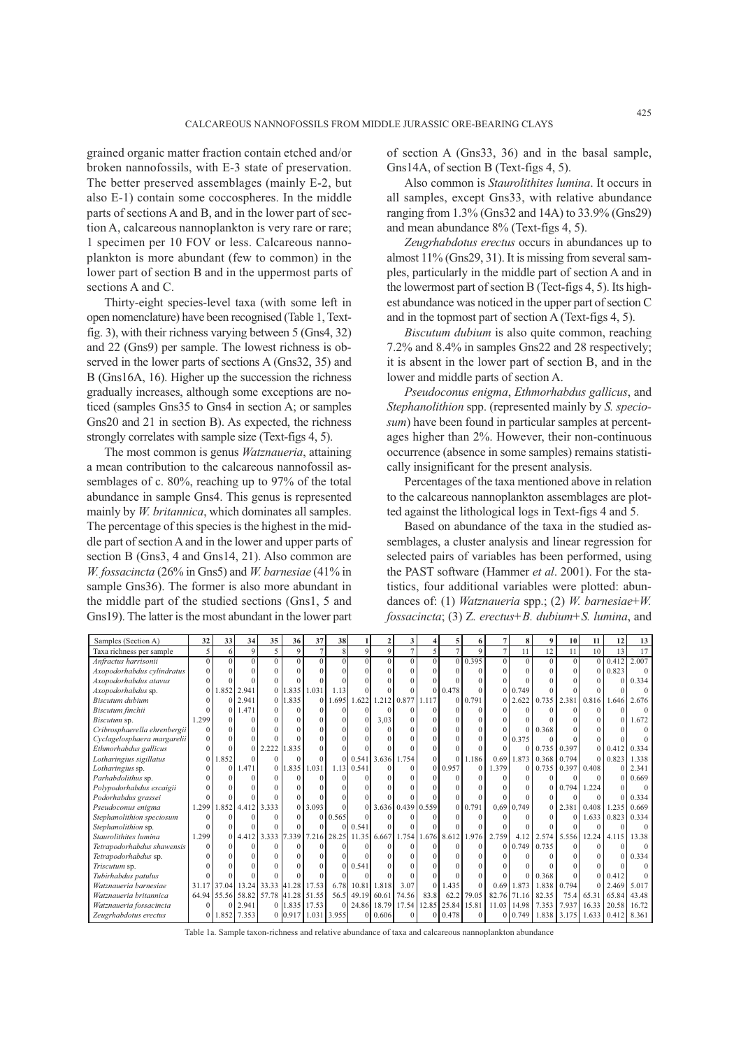grained organic matter fraction contain etched and/or broken nannofossils, with E-3 state of preservation. The better preserved assemblages (mainly E-2, but also E-1) contain some coccospheres. In the middle parts of sections A and B, and in the lower part of section A, calcareous nannoplankton is very rare or rare; 1 specimen per 10 FOV or less. Calcareous nannoplankton is more abundant (few to common) in the lower part of section B and in the uppermost parts of sections A and C.

Thirty-eight species-level taxa (with some left in open nomenclature) have been recognised (Table 1, Text-fig. 3), with their richness varying between 5 (Gns4, 32) and 22 (Gns9) per sample. The lowest richness is observed in the lower parts of sections A (Gns32, 35) and B (Gns16A, 16). Higher up the succession the richness gradually increases, although some exceptions are noticed (samples Gns35 to Gns4 in section A; or samples Gns20 and 21 in section B). As expected, the richness strongly correlates with sample size (Text-figs 4, 5).

The most common is genus *Watznaueria*, attaining a mean contribution to the calcareous nannofossil assemblages of c. 80%, reaching up to 97% of the total abundance in sample Gns4. This genus is represented mainly by *W. britannica*, which dominates all samples. The percentage of this species is the highest in the middle part of section A and in the lower and upper parts of section B (Gns3, 4 and Gns14, 21). Also common are *W. fossacincta* (26% in Gns5) and *W. barnesiae* (41% in sample Gns36). The former is also more abundant in the middle part of the studied sections (Gns1, 5 and Gns19). The latter is the most abundant in the lower part of section A (Gns33, 36) and in the basal sample, Gns14A, of section B (Text-figs 4, 5).

Also common is *Staurolithites lumina*. It occurs in all samples, except Gns33, with relative abundance ranging from 1.3% (Gns32 and 14A) to 33.9% (Gns29) and mean abundance 8% (Text-figs 4, 5).

*Zeugrhabdotus erectus* occurs in abundances up to almost 11% (Gns29, 31). It is missing from several samples, particularly in the middle part of section A and in the lowermost part of section B (Tect-figs 4, 5). Its highest abundance was noticed in the upper part of section C and in the topmost part of section A (Text-figs 4, 5).

*Biscutum dubium* is also quite common, reaching 7.2% and 8.4% in samples Gns22 and 28 respectively; it is absent in the lower part of section B, and in the lower and middle parts of section A.

*Pseudoconus enigma*, *Ethmorhabdus gallicus*, and *Stephanolithion* spp. (represented mainly by *S. speciosum*) have been found in particular samples at percentages higher than 2%. However, their non-continuous occurrence (absence in some samples) remains statistically insignificant for the present analysis.

Percentages of the taxa mentioned above in relation to the calcareous nannoplankton assemblages are plotted against the lithological logs in Text-figs 4 and 5.

Based on abundance of the taxa in the studied assemblages, a cluster analysis and linear regression for selected pairs of variables has been performed, using the PAST software (Hammer *et al*. 2001). For the statistics, four additional variables were plotted: abundances of: (1) *Watznaueria* spp.; (2) *W. barnesiae*+*W. fossacincta*; (3) *Z. erectus*+*B. dubium*+*S. lumina*, and

| Samples (Section A) | 32 | 33 | 34 | 35 | 36 | 37 | 38 | 1 | 2 | 3 | 4 | 5 | 6 | 7 | 8 | 9 | 10 | 11 | 12 | 13 |
|---|---|---|---|---|---|---|---|---|---|---|---|---|---|---|---|---|---|---|---|---|
| Taxa richness per sample | 5 | 6 | 9 | 5 | 9 | 7 | 8 | 9 | 9 | 7 | 5 | 7 | 9 | 7 | 11 | 12 | 11 | 10 | 13 | 17 |
| *Anfractus harrisonii* | 0 | 0 | 0 | 0 | 0 | 0 | 0 | 0 | 0 | 0 | 0 | 0 | 0.395 | 0 | 0 | 0 | 0 | 0 | 0.412 | 2.007 |
| *Axopodorhabdus cylindratus* | 0 | 0 | 0 | 0 | 0 | 0 | 0 | 0 | 0 | 0 | 0 | 0 | 0 | 0 | 0 | 0 | 0 | 0 | 0.823 | 0 |
| *Axopodorhabdus atavus* | 0 | 0 | 0 | 0 | 0 | 0 | 0 | 0 | 0 | 0 | 0 | 0 | 0 | 0 | 0 | 0 | 0 | 0 | 0 | 0.334 |
| *Axopodorhabdus* sp. | 0 | 1.852 | 2.941 | 0 | 1.835 | 1.031 | 1.13 | 0 | 0 | 0 | 0 | 0.478 | 0 | 0 | 0.749 | 0 | 0 | 0 | 0 | 0 |
| *Biscutum dubium* | 0 | 0 | 2.941 | 0 | 1.835 | 0 | 1.695 | 1.622 | 1.212 | 0.877 | 1.117 | 0 | 0.791 | 0 | 2.622 | 0.735 | 2.381 | 0.816 | 1.646 | 2.676 |
| *Biscutum finchii* | 0 | 0 | 1.471 | 0 | 0 | 0 | 0 | 0 | 0 | 0 | 0 | 0 | 0 | 0 | 0 | 0 | 0 | 0 | 0 | 0 |
| *Biscutum* sp. | 1.299 | 0 | 0 | 0 | 0 | 0 | 0 | 0 | 3.03 | 0 | 0 | 0 | 0 | 0 | 0 | 0 | 0 | 0 | 0 | 1.672 |
| *Cribrosphaerella ehrenbergii* | 0 | 0 | 0 | 0 | 0 | 0 | 0 | 0 | 0 | 0 | 0 | 0 | 0 | 0 | 0 | 0.368 | 0 | 0 | 0 | 0 |
| *Cyclagelosphaera margarelii* | 0 | 0 | 0 | 0 | 0 | 0 | 0 | 0 | 0 | 0 | 0 | 0 | 0 | 0 | 0.375 | 0 | 0 | 0 | 0 | 0 |
| *Ethmorhabdus gallicus* | 0 | 0 | 0 | 2.222 | 1.835 | 0 | 0 | 0 | 0 | 0 | 0 | 0 | 0 | 0 | 0 | 0.735 | 0.397 | 0 | 0.412 | 0.334 |
| *Lotharingius sigillatus* | 0 | 1.852 | 0 | 0 | 0 | 0 | 0 | 0.541 | 3.636 | 1.754 | 0 | 0 | 1.186 | 0.69 | 1.873 | 0.368 | 0.794 | 0 | 0.823 | 1.338 |
| *Lotharingius* sp. | 0 | 0 | 1.471 | 0 | 1.835 | 1.031 | 1.13 | 0.541 | 0 | 0 | 0 | 0.957 | 0 | 1.379 | 0 | 0.735 | 0.397 | 0.408 | 0 | 2.341 |
| *Parhabdolithus* sp. | 0 | 0 | 0 | 0 | 0 | 0 | 0 | 0 | 0 | 0 | 0 | 0 | 0 | 0 | 0 | 0 | 0 | 0 | 0 | 0.669 |
| *Polypodorhabdus escaigii* | 0 | 0 | 0 | 0 | 0 | 0 | 0 | 0 | 0 | 0 | 0 | 0 | 0 | 0 | 0 | 0 | 0.794 | 1.224 | 0 | 0 |
| *Podorhabdus grassei* | 0 | 0 | 0 | 0 | 0 | 0 | 0 | 0 | 0 | 0 | 0 | 0 | 0 | 0 | 0 | 0 | 0 | 0 | 0 | 0.334 |
| *Pseudoconus enigma* | 1.299 | 1.852 | 4.412 | 3.333 | 0 | 3.093 | 0 | 0 | 3.636 | 0.439 | 0.559 | 0 | 0.791 | 0.69 | 0.749 | 0 | 2.381 | 0.408 | 1.235 | 0.669 |
| *Stephanolithion speciosum* | 0 | 0 | 0 | 0 | 0 | 0 | 0.565 | 0 | 0 | 0 | 0 | 0 | 0 | 0 | 0 | 0 | 0 | 1.633 | 0.823 | 0.334 |
| *Stephanolithion* sp. | 0 | 0 | 0 | 0 | 0 | 0 | 0 | 0.541 | 0 | 0 | 0 | 0 | 0 | 0 | 0 | 0 | 0 | 0 | 0 | 0 |
| *Staurolithites lumina* | 1.299 | 0 | 4.412 | 3.333 | 7.339 | 7.216 | 28.25 | 11.35 | 6.667 | 1.754 | 1.676 | 8.612 | 1.976 | 2.759 | 4.12 | 2.574 | 5.556 | 12.24 | 4.115 | 13.38 |
| *Tetrapodorhabdus shawensis* | 0 | 0 | 0 | 0 | 0 | 0 | 0 | 0 | 0 | 0 | 0 | 0 | 0 | 0 | 0.749 | 0.735 | 0 | 0 | 0 | 0 |
| *Tetrapodorhabdus* sp. | 0 | 0 | 0 | 0 | 0 | 0 | 0 | 0 | 0 | 0 | 0 | 0 | 0 | 0 | 0 | 0 | 0 | 0 | 0 | 0.334 |
| *Triscutum* sp. | 0 | 0 | 0 | 0 | 0 | 0 | 0 | 0.541 | 0 | 0 | 0 | 0 | 0 | 0 | 0 | 0 | 0 | 0 | 0 | 0 |
| *Tubirhabdus patulus* | 0 | 0 | 0 | 0 | 0 | 0 | 0 | 0 | 0 | 0 | 0 | 0 | 0 | 0 | 0 | 0.368 | 0 | 0 | 0.412 | 0 |
| *Watznaueria barnesiae* | 31.17 | 37.04 | 13.24 | 33.33 | 41.28 | 17.53 | 6.78 | 10.81 | 1.818 | 3.07 | 0 | 1.435 | 0 | 0.69 | 1.873 | 1.838 | 0.794 | 0 | 2.469 | 5.017 |
| *Watznaueria britannica* | 64.94 | 55.56 | 58.82 | 57.78 | 41.28 | 51.55 | 56.5 | 49.19 | 60.61 | 74.56 | 83.8 | 62.2 | 79.05 | 82.76 | 71.16 | 82.35 | 75.4 | 65.31 | 65.84 | 43.48 |
| *Watznaueria fossacincta* | 0 | 0 | 2.941 | 0 | 1.835 | 17.53 | 0 | 24.86 | 18.79 | 17.54 | 12.85 | 25.84 | 15.81 | 11.03 | 14.98 | 7.353 | 7.937 | 16.33 | 20.58 | 16.72 |
| *Zeugrhabdotus erectus* | 0 | 1.852 | 7.353 | 0 | 0.917 | 1.031 | 3.955 | 0 | 0.606 | 0 | 0 | 0.478 | 0 | 0 | 0.749 | 1.838 | 3.175 | 1.633 | 0.412 | 8.361 |

Table 1a. Sample taxon-richness and relative abundance of taxa and calcareous nannoplankton abundance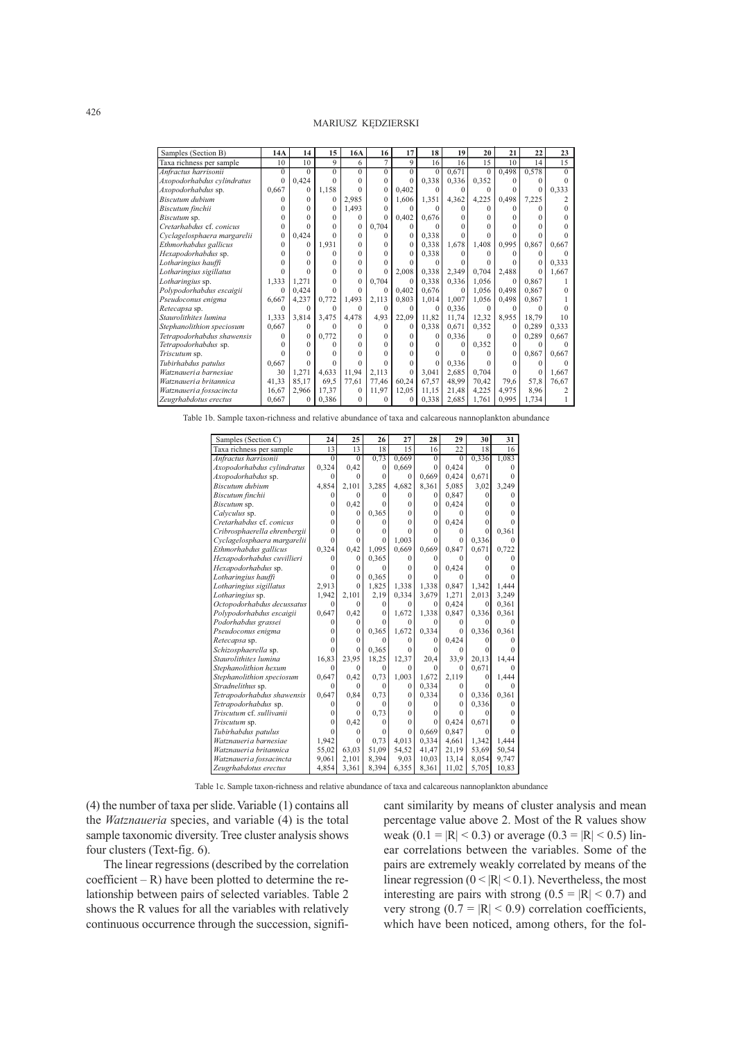| Samples (Section B) | 14A | 14 | 15 | 16A | 16 | 17 | 18 | 19 | 20 | 21 | 22 | 23 |
|---|---|---|---|---|---|---|---|---|---|---|---|---|
| Taxa richness per sample | 10 | 10 | 9 | 6 | 7 | 9 | 16 | 16 | 15 | 10 | 14 | 15 |
| *Anfractus harrisonii* | 0 | 0 | 0 | 0 | 0 | 0 | 0 | 0,671 | 0 | 0,498 | 0,578 | 0 |
| *Axopodorhabdus cylindratus* | 0 | 0,424 | 0 | 0 | 0 | 0 | 0,338 | 0,336 | 0,352 | 0 | 0 | 0 |
| *Axopodorhabdus* sp. | 0,667 | 0 | 1,158 | 0 | 0 | 0,402 | 0 | 0 | 0 | 0 | 0 | 0,333 |
| *Biscutum dubium* | 0 | 0 | 0 | 2,985 | 0 | 1,606 | 1,351 | 4,362 | 4,225 | 0,498 | 7,225 | 2 |
| *Biscutum finchii* | 0 | 0 | 0 | 1,493 | 0 | 0 | 0 | 0 | 0 | 0 | 0 | 0 |
| *Biscutum* sp. | 0 | 0 | 0 | 0 | 0 | 0,402 | 0,676 | 0 | 0 | 0 | 0 | 0 |
| *Cretarhabdus* cf. *conicus* | 0 | 0 | 0 | 0 | 0,704 | 0 | 0 | 0 | 0 | 0 | 0 | 0 |
| *Cyclagelosphaera margarelii* | 0 | 0,424 | 0 | 0 | 0 | 0 | 0,338 | 0 | 0 | 0 | 0 | 0 |
| *Ethmorhabdus gallicus* | 0 | 0 | 1,931 | 0 | 0 | 0 | 0,338 | 1,678 | 1,408 | 0,995 | 0,867 | 0,667 |
| *Hexapodorhabdus* sp. | 0 | 0 | 0 | 0 | 0 | 0 | 0,338 | 0 | 0 | 0 | 0 | 0 |
| *Lotharingius hauffi* | 0 | 0 | 0 | 0 | 0 | 0 | 0 | 0 | 0 | 0 | 0 | 0,333 |
| *Lotharingius sigillatus* | 0 | 0 | 0 | 0 | 0 | 2,008 | 0,338 | 2,349 | 0,704 | 2,488 | 0 | 1,667 |
| *Lotharingius* sp. | 1,333 | 1,271 | 0 | 0 | 0,704 | 0 | 0,338 | 0,336 | 1,056 | 0 | 0,867 | 1 |
| *Polypodorhabdus escaigii* | 0 | 0,424 | 0 | 0 | 0 | 0,402 | 0,676 | 0 | 1,056 | 0,498 | 0,867 | 0 |
| *Pseudoconus enigma* | 6,667 | 4,237 | 0,772 | 1,493 | 2,113 | 0,803 | 1,014 | 1,007 | 1,056 | 0,498 | 0,867 | 1 |
| *Retecapsa* sp. | 0 | 0 | 0 | 0 | 0 | 0 | 0 | 0,336 | 0 | 0 | 0 | 0 |
| *Staurolithites lumina* | 1,333 | 3,814 | 3,475 | 4,478 | 4,93 | 22,09 | 11,82 | 11,74 | 12,32 | 8,955 | 18,79 | 10 |
| *Stephanolithion speciosum* | 0,667 | 0 | 0 | 0 | 0 | 0 | 0,338 | 0,671 | 0,352 | 0 | 0,289 | 0,333 |
| *Tetrapodorhabdus shawensis* | 0 | 0 | 0,772 | 0 | 0 | 0 | 0 | 0,336 | 0 | 0 | 0,289 | 0,667 |
| *Tetrapodorhabdus* sp. | 0 | 0 | 0 | 0 | 0 | 0 | 0 | 0 | 0,352 | 0 | 0 | 0 |
| *Triscutum* sp. | 0 | 0 | 0 | 0 | 0 | 0 | 0 | 0 | 0 | 0 | 0,867 | 0,667 |
| *Tubirhabdus patulus* | 0,667 | 0 | 0 | 0 | 0 | 0 | 0 | 0,336 | 0 | 0 | 0 | 0 |
| *Watznaueria barnesiae* | 30 | 1,271 | 4,633 | 11,94 | 2,113 | 0 | 3,041 | 2,685 | 0,704 | 0 | 0 | 1,667 |
| *Watznaueria britannica* | 41,33 | 85,17 | 69,5 | 77,61 | 77,46 | 60,24 | 67,57 | 48,99 | 70,42 | 79,6 | 57,8 | 76,67 |
| *Watznaueria fossacincta* | 16,67 | 2,966 | 17,37 | 0 | 11,97 | 12,05 | 11,15 | 21,48 | 4,225 | 4,975 | 8,96 | 2 |
| *Zeugrhabdotus erectus* | 0,667 | 0 | 0,386 | 0 | 0 | 0 | 0,338 | 2,685 | 1,761 | 0,995 | 1,734 | 1 |

Table 1b. Sample taxon-richness and relative abundance of taxa and calcareous nannoplankton abundance

| Samples (Section C) | 24 | 25 | 26 | 27 | 28 | 29 | 30 | 31 |
|---|---|---|---|---|---|---|---|---|
| Taxa richness per sample | 13 | 13 | 18 | 15 | 16 | 22 | 18 | 16 |
| *Anfractus harrisonii* | 0 | 0 | 0,73 | 0,669 | 0 | 0 | 0,336 | 1,083 |
| *Axopodorhabdus cylindratus* | 0,324 | 0,42 | 0 | 0,669 | 0 | 0,424 | 0 | 0 |
| *Axopodorhabdus* sp. | 0 | 0 | 0 | 0 | 0,669 | 0,424 | 0,671 | 0 |
| *Biscutum dubium* | 4,854 | 2,101 | 3,285 | 4,682 | 8,361 | 5,085 | 3,02 | 3,249 |
| *Biscutum finchii* | 0 | 0 | 0 | 0 | 0 | 0,847 | 0 | 0 |
| *Biscutum* sp. | 0 | 0,42 | 0 | 0 | 0 | 0,424 | 0 | 0 |
| *Calyculus* sp. | 0 | 0 | 0,365 | 0 | 0 | 0 | 0 | 0 |
| *Cretarhabdus* cf. *conicus* | 0 | 0 | 0 | 0 | 0 | 0,424 | 0 | 0 |
| *Cribrosphaerella ehrenbergii* | 0 | 0 | 0 | 0 | 0 | 0 | 0 | 0,361 |
| *Cyclagelosphaera margarelii* | 0 | 0 | 0 | 1,003 | 0 | 0 | 0,336 | 0 |
| *Ethmorhabdus gallicus* | 0,324 | 0,42 | 1,095 | 0,669 | 0,669 | 0,847 | 0,671 | 0,722 |
| *Hexapodorhabdus cuvillieri* | 0 | 0 | 0,365 | 0 | 0 | 0 | 0 | 0 |
| *Hexapodorhabdus* sp. | 0 | 0 | 0 | 0 | 0 | 0,424 | 0 | 0 |
| *Lotharingius hauffi* | 0 | 0 | 0,365 | 0 | 0 | 0 | 0 | 0 |
| *Lotharingius sigillatus* | 2,913 | 0 | 1,825 | 1,338 | 1,338 | 0,847 | 1,342 | 1,444 |
| *Lotharingius* sp. | 1,942 | 2,101 | 2,19 | 0,334 | 3,679 | 1,271 | 2,013 | 3,249 |
| *Octopodorhabdus decussatus* | 0 | 0 | 0 | 0 | 0 | 0,424 | 0 | 0,361 |
| *Polypodorhabdus escaigii* | 0,647 | 0,42 | 0 | 1,672 | 1,338 | 0,847 | 0,336 | 0,361 |
| *Podorhabdus grassei* | 0 | 0 | 0 | 0 | 0 | 0 | 0 | 0 |
| *Pseudoconus enigma* | 0 | 0 | 0,365 | 1,672 | 0,334 | 0 | 0,336 | 0,361 |
| *Retecapsa* sp. | 0 | 0 | 0 | 0 | 0 | 0,424 | 0 | 0 |
| *Schizosphaerella* sp. | 0 | 0 | 0,365 | 0 | 0 | 0 | 0 | 0 |
| *Staurolithites lumina* | 16,83 | 23,95 | 18,25 | 12,37 | 20,4 | 33,9 | 20,13 | 14,44 |
| *Stephanolithion hexum* | 0 | 0 | 0 | 0 | 0 | 0 | 0,671 | 0 |
| *Stephanolithion speciosum* | 0,647 | 0,42 | 0,73 | 1,003 | 1,672 | 2,119 | 0 | 1,444 |
| *Stradnelithus* sp. | 0 | 0 | 0 | 0 | 0,334 | 0 | 0 | 0 |
| *Tetrapodorhabdus shawensis* | 0,647 | 0,84 | 0,73 | 0 | 0,334 | 0 | 0,336 | 0,361 |
| *Tetrapodorhabdus* sp. | 0 | 0 | 0 | 0 | 0 | 0 | 0,336 | 0 |
| *Triscutum* cf. *sullivanii* | 0 | 0 | 0,73 | 0 | 0 | 0 | 0 | 0 |
| *Triscutum* sp. | 0 | 0,42 | 0 | 0 | 0 | 0,424 | 0,671 | 0 |
| *Tubirhabdus patulus* | 0 | 0 | 0 | 0 | 0,669 | 0,847 | 0 | 0 |
| *Watznaueria barnesiae* | 1,942 | 0 | 0,73 | 4,013 | 0,334 | 4,661 | 1,342 | 1,444 |
| *Watznaueria britannica* | 55,02 | 63,03 | 51,09 | 54,52 | 41,47 | 21,19 | 53,69 | 50,54 |
| *Watznaueria fossacincta* | 9,061 | 2,101 | 8,394 | 9,03 | 10,03 | 13,14 | 8,054 | 9,747 |
| *Zeugrhabdotus erectus* | 4,854 | 3,361 | 8,394 | 6,355 | 8,361 | 11,02 | 5,705 | 10,83 |

Table 1c. Sample taxon-richness and relative abundance of taxa and calcareous nannoplankton abundance

(4) the number of taxa per slide. Variable (1) contains all the *Watznaueria* species, and variable (4) is the total sample taxonomic diversity. Tree cluster analysis shows four clusters (Text-fig. 6).

The linear regressions (described by the correlation coefficient – R) have been plotted to determine the relationship between pairs of selected variables. Table 2 shows the R values for all the variables with relatively continuous occurrence through the succession, significant similarity by means of cluster analysis and mean percentage value above 2. Most of the R values show weak ($0.1 = |R| < 0.3$) or average ($0.3 = |R| < 0.5$) linear correlations between the variables. Some of the pairs are extremely weakly correlated by means of the linear regression ($0 < |R| < 0.1$). Nevertheless, the most interesting are pairs with strong ($0.5 = |R| < 0.7$) and very strong ($0.7 = |R| < 0.9$) correlation coefficients, which have been noticed, among others, for the fol-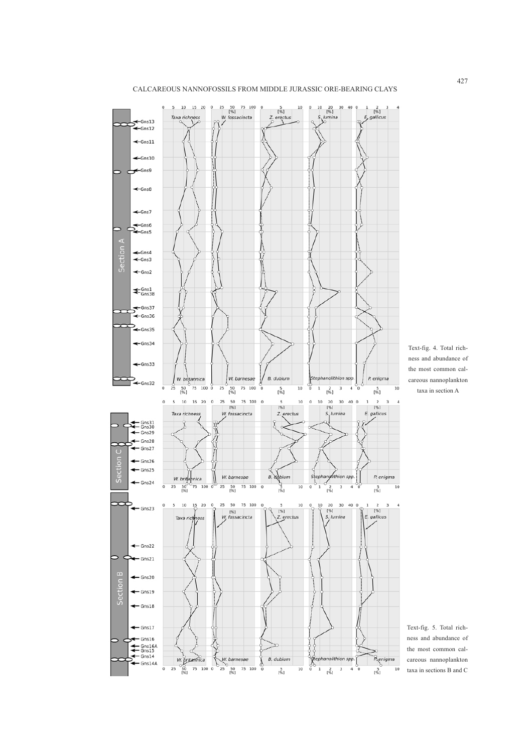Text-fig. 4. Total richness and abundance of the most common calcareous nannoplankton taxa in section A

Text-fig. 5. Total richness and abundance of the most common calcareous nannoplankton taxa in sections B and C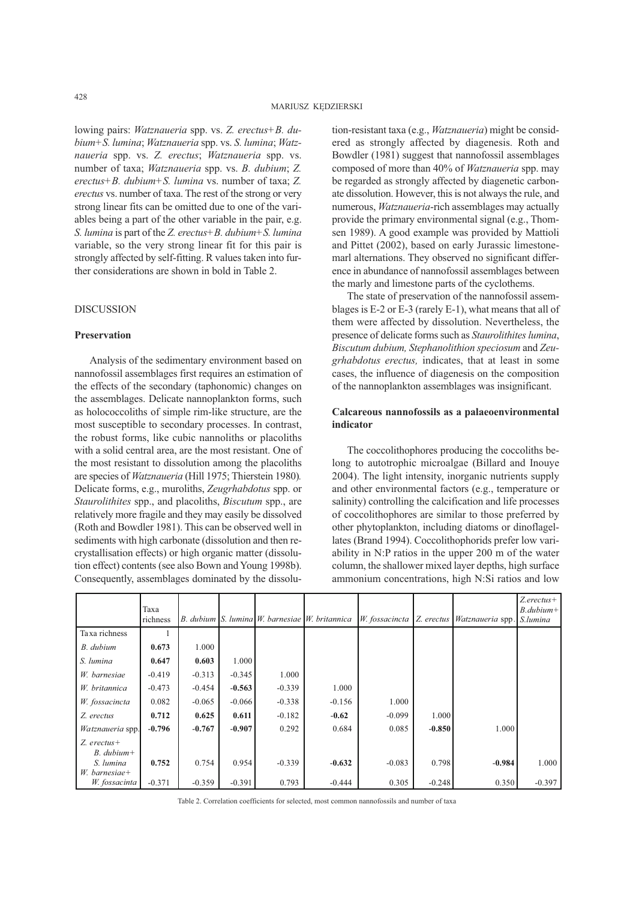lowing pairs: *Watznaueria* spp. vs. *Z. erectus*+*B. dubium*+*S. lumina*; *Watznaueria* spp. vs. *S. lumina*; *Watznaueria* spp. vs. *Z. erectus*; *Watznaueria* spp. vs. number of taxa; *Watznaueria* spp. vs. *B. dubium*; *Z. erectus*+*B. dubium*+*S. lumina* vs. number of taxa; *Z. erectus* vs. number of taxa. The rest of the strong or very strong linear fits can be omitted due to one of the variables being a part of the other variable in the pair, e.g. *S. lumina* is part of the *Z. erectus*+*B. dubium*+*S. lumina* variable, so the very strong linear fit for this pair is strongly affected by self-fitting. R values taken into further considerations are shown in bold in Table 2.

## DISCUSSION

### Preservation

Analysis of the sedimentary environment based on nannofossil assemblages first requires an estimation of the effects of the secondary (taphonomic) changes on the assemblages. Delicate nannoplankton forms, such as holococcoliths of simple rim-like structure, are the most susceptible to secondary processes. In contrast, the robust forms, like cubic nannoliths or placoliths with a solid central area, are the most resistant. One of the most resistant to dissolution among the placoliths are species of *Watznaueria* (Hill 1975; Thierstein 1980). Delicate forms, e.g., muroliths, *Zeugrhabdotus* spp. or *Staurolithites* spp., and placoliths, *Biscutum* spp., are relatively more fragile and they may easily be dissolved (Roth and Bowdler 1981). This can be observed well in sediments with high carbonate (dissolution and then recrystallisation effects) or high organic matter (dissolution effect) contents (see also Bown and Young 1998b). Consequently, assemblages dominated by the dissolution-resistant taxa (e.g., *Watznaueria*) might be considered as strongly affected by diagenesis. Roth and Bowdler (1981) suggest that nannofossil assemblages composed of more than 40% of *Watznaueria* spp. may be regarded as strongly affected by diagenetic carbonate dissolution. However, this is not always the rule, and numerous, *Watznaueria*-rich assemblages may actually provide the primary environmental signal (e.g., Thomsen 1989). A good example was provided by Mattioli and Pittet (2002), based on early Jurassic limestone-marl alternations. They observed no significant difference in abundance of nannofossil assemblages between the marly and limestone parts of the cyclothems.

The state of preservation of the nannofossil assemblages is E-2 or E-3 (rarely E-1), what means that all of them were affected by dissolution. Nevertheless, the presence of delicate forms such as *Staurolithites lumina*, *Biscutum dubium, Stephanolithion speciosum* and *Zeugrhabdotus erectus,* indicates, that at least in some cases, the influence of diagenesis on the composition of the nannoplankton assemblages was insignificant.

### Calcareous nannofossils as a palaeoenvironmental indicator

The coccolithophores producing the coccoliths belong to autotrophic microalgae (Billard and Inouye 2004). The light intensity, inorganic nutrients supply and other environmental factors (e.g., temperature or salinity) controlling the calcification and life processes of coccolithophores are similar to those preferred by other phytoplankton, including diatoms or dinoflagellates (Brand 1994). Coccolithophorids prefer low variability in N:P ratios in the upper 200 m of the water column, the shallower mixed layer depths, high surface ammonium concentrations, high N:Si ratios and low

| | Taxa richness | *B. dubium* | *S. lumina* | *W. barnesiae* | *W. britannica* | *W. fossacincta* | *Z. erectus* | *Watznaueria* spp. | *Z.erectus*+ *B.dubium*+ *S.lumina* |
|---|---|---|---|---|---|---|---|---|---|
| Taxa richness | 1 | | | | | | | | |
| *B. dubium* | **0.673** | 1.000 | | | | | | | |
| *S. lumina* | **0.647** | 0.603 | 1.000 | | | | | | |
| *W. barnesiae* | -0.419 | -0.313 | -0.345 | 1.000 | | | | | |
| *W. britannica* | -0.473 | -0.454 | **-0.563** | -0.339 | 1.000 | | | | |
| *W. fossacincta* | 0.082 | -0.065 | -0.066 | -0.338 | -0.156 | 1.000 | | | |
| *Z. erectus* | **0.712** | **0.625** | **0.611** | -0.182 | **-0.62** | -0.099 | 1.000 | | |
| *Watznaueria* spp. | **-0.796** | **-0.767** | **-0.907** | 0.292 | 0.684 | 0.085 | **-0.850** | 1.000 | |
| *Z. erectus*+ *B. dubium*+ *S. lumina* | **0.752** | 0.754 | 0.954 | -0.339 | **-0.632** | -0.083 | 0.798 | **-0.984** | 1.000 |
| *W. barnesiae*+ *W. fossacinta* | -0.371 | -0.359 | -0.391 | 0.793 | -0.444 | 0.305 | -0.248 | 0.350 | -0.397 |

Table 2. Correlation coefficients for selected, most common nannofossils and number of taxa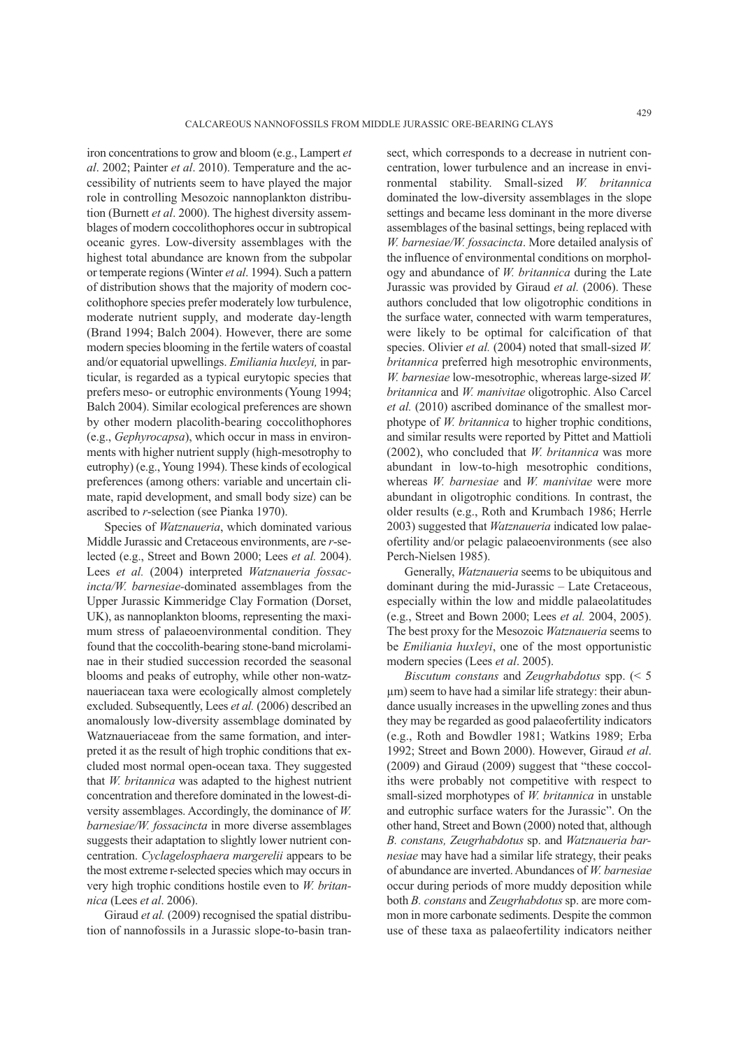iron concentrations to grow and bloom (e.g., Lampert *et al*. 2002; Painter *et al*. 2010). Temperature and the accessibility of nutrients seem to have played the major role in controlling Mesozoic nannoplankton distribution (Burnett *et al*. 2000). The highest diversity assemblages of modern coccolithophores occur in subtropical oceanic gyres. Low-diversity assemblages with the highest total abundance are known from the subpolar or temperate regions (Winter *et al*. 1994). Such a pattern of distribution shows that the majority of modern coccolithophore species prefer moderately low turbulence, moderate nutrient supply, and moderate day-length (Brand 1994; Balch 2004). However, there are some modern species blooming in the fertile waters of coastal and/or equatorial upwellings. *Emiliania huxleyi,* in particular, is regarded as a typical eurytopic species that prefers meso- or eutrophic environments (Young 1994; Balch 2004). Similar ecological preferences are shown by other modern placolith-bearing coccolithophores (e.g., *Gephyrocapsa*), which occur in mass in environments with higher nutrient supply (high-mesotrophy to eutrophy) (e.g., Young 1994). These kinds of ecological preferences (among others: variable and uncertain climate, rapid development, and small body size) can be ascribed to *r*-selection (see Pianka 1970).

Species of *Watznaueria*, which dominated various Middle Jurassic and Cretaceous environments, are *r*-selected (e.g., Street and Bown 2000; Lees *et al.* 2004). Lees *et al.* (2004) interpreted *Watznaueria fossacincta/W. barnesiae*-dominated assemblages from the Upper Jurassic Kimmeridge Clay Formation (Dorset, UK), as nannoplankton blooms, representing the maximum stress of palaeoenvironmental condition. They found that the coccolith-bearing stone-band microlaminae in their studied succession recorded the seasonal blooms and peaks of eutrophy, while other non-watznaueriacean taxa were ecologically almost completely excluded. Subsequently, Lees *et al.* (2006) described an anomalously low-diversity assemblage dominated by Watznaueriaceae from the same formation, and interpreted it as the result of high trophic conditions that excluded most normal open-ocean taxa. They suggested that *W. britannica* was adapted to the highest nutrient concentration and therefore dominated in the lowest-diversity assemblages. Accordingly, the dominance of *W. barnesiae/W. fossacincta* in more diverse assemblages suggests their adaptation to slightly lower nutrient concentration. *Cyclagelosphaera margerelii* appears to be the most extreme r-selected species which may occurs in very high trophic conditions hostile even to *W. britannica* (Lees *et al*. 2006).

Giraud *et al.* (2009) recognised the spatial distribution of nannofossils in a Jurassic slope-to-basin transect, which corresponds to a decrease in nutrient concentration, lower turbulence and an increase in environmental stability. Small-sized *W. britannica* dominated the low-diversity assemblages in the slope settings and became less dominant in the more diverse assemblages of the basinal settings, being replaced with *W. barnesiae/W. fossacincta*. More detailed analysis of the influence of environmental conditions on morphology and abundance of *W. britannica* during the Late Jurassic was provided by Giraud *et al.* (2006). These authors concluded that low oligotrophic conditions in the surface water, connected with warm temperatures, were likely to be optimal for calcification of that species. Olivier *et al.* (2004) noted that small-sized *W. britannica* preferred high mesotrophic environments, *W. barnesiae* low-mesotrophic, whereas large-sized *W. britannica* and *W. manivitae* oligotrophic. Also Carcel *et al.* (2010) ascribed dominance of the smallest morphotype of *W. britannica* to higher trophic conditions, and similar results were reported by Pittet and Mattioli (2002), who concluded that *W. britannica* was more abundant in low-to-high mesotrophic conditions, whereas *W. barnesiae* and *W. manivitae* were more abundant in oligotrophic conditions*.* In contrast, the older results (e.g., Roth and Krumbach 1986; Herrle 2003) suggested that *Watznaueria* indicated low palaeofertility and/or pelagic palaeoenvironments (see also Perch-Nielsen 1985).

Generally, *Watznaueria* seems to be ubiquitous and dominant during the mid-Jurassic – Late Cretaceous, especially within the low and middle palaeolatitudes (e.g., Street and Bown 2000; Lees *et al.* 2004, 2005). The best proxy for the Mesozoic *Watznaueria* seems to be *Emiliania huxleyi*, one of the most opportunistic modern species (Lees *et al*. 2005).

*Biscutum constans* and *Zeugrhabdotus* spp. (< 5 μm) seem to have had a similar life strategy: their abundance usually increases in the upwelling zones and thus they may be regarded as good palaeofertility indicators (e.g., Roth and Bowdler 1981; Watkins 1989; Erba 1992; Street and Bown 2000). However, Giraud *et al*. (2009) and Giraud (2009) suggest that "these coccoliths were probably not competitive with respect to small-sized morphotypes of *W. britannica* in unstable and eutrophic surface waters for the Jurassic". On the other hand, Street and Bown (2000) noted that, although *B. constans, Zeugrhabdotus* sp. and *Watznaueria barnesiae* may have had a similar life strategy, their peaks of abundance are inverted. Abundances of *W. barnesiae* occur during periods of more muddy deposition while both *B. constans* and *Zeugrhabdotus* sp. are more common in more carbonate sediments. Despite the common use of these taxa as palaeofertility indicators neither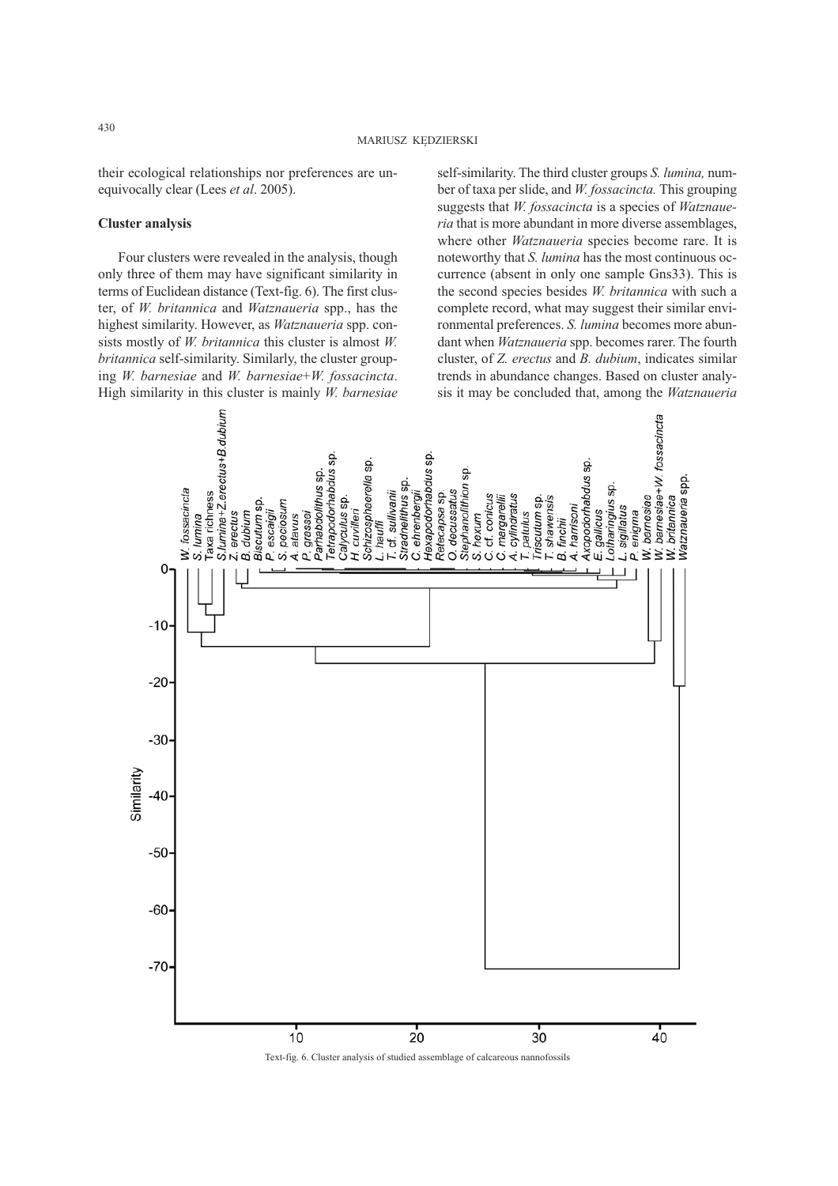their ecological relationships nor preferences are unequivocally clear (Lees *et al*. 2005).

**Cluster analysis**

Four clusters were revealed in the analysis, though only three of them may have significant similarity in terms of Euclidean distance (Text-fig. 6). The first cluster, of *W. britannica* and *Watznaueria* spp., has the highest similarity. However, as *Watznaueria* spp. consists mostly of *W. britannica* this cluster is almost *W. britannica* self-similarity. Similarly, the cluster grouping *W. barnesiae* and *W. barnesiae*+*W. fossacincta*. High similarity in this cluster is mainly *W. barnesiae* self-similarity. The third cluster groups *S. lumina,* number of taxa per slide, and *W. fossacincta.* This grouping suggests that *W. fossacincta* is a species of *Watznaueria* that is more abundant in more diverse assemblages, where other *Watznaueria* species become rare. It is noteworthy that *S. lumina* has the most continuous occurrence (absent in only one sample Gns33). This is the second species besides *W. britannica* with such a complete record, what may suggest their similar environmental preferences. *S. lumina* becomes more abundant when *Watznaueria* spp. becomes rarer. The fourth cluster, of *Z. erectus* and *B. dubium*, indicates similar trends in abundance changes. Based on cluster analysis it may be concluded that, among the *Watznaueria*

Text-fig. 6. Cluster analysis of studied assemblage of calcareous nannofossils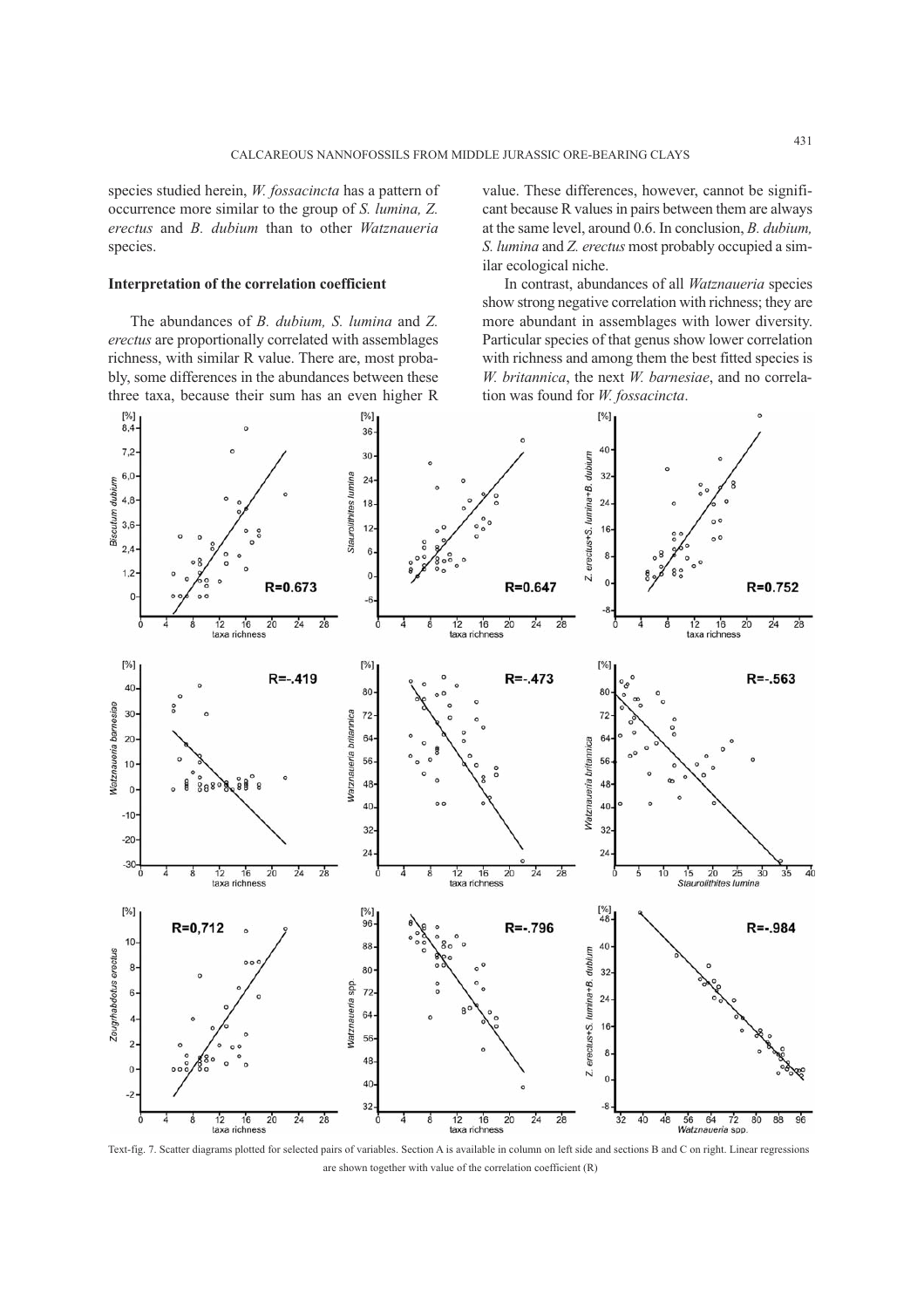species studied herein, *W. fossacincta* has a pattern of occurrence more similar to the group of *S. lumina, Z. erectus* and *B. dubium* than to other *Watznaueria* species.

### Interpretation of the correlation coefficient

The abundances of *B. dubium, S. lumina* and *Z. erectus* are proportionally correlated with assemblages richness, with similar R value. There are, most probably, some differences in the abundances between these three taxa, because their sum has an even higher R value. These differences, however, cannot be significant because R values in pairs between them are always at the same level, around 0.6. In conclusion, *B. dubium, S. lumina* and *Z. erectus* most probably occupied a similar ecological niche.

In contrast, abundances of all *Watznaueria* species show strong negative correlation with richness; they are more abundant in assemblages with lower diversity. Particular species of that genus show lower correlation with richness and among them the best fitted species is *W. britannica*, the next *W. barnesiae*, and no correlation was found for *W. fossacincta*.

Text-fig. 7. Scatter diagrams plotted for selected pairs of variables. Section A is available in column on left side and sections B and C on right. Linear regressions are shown together with value of the correlation coefficient (R)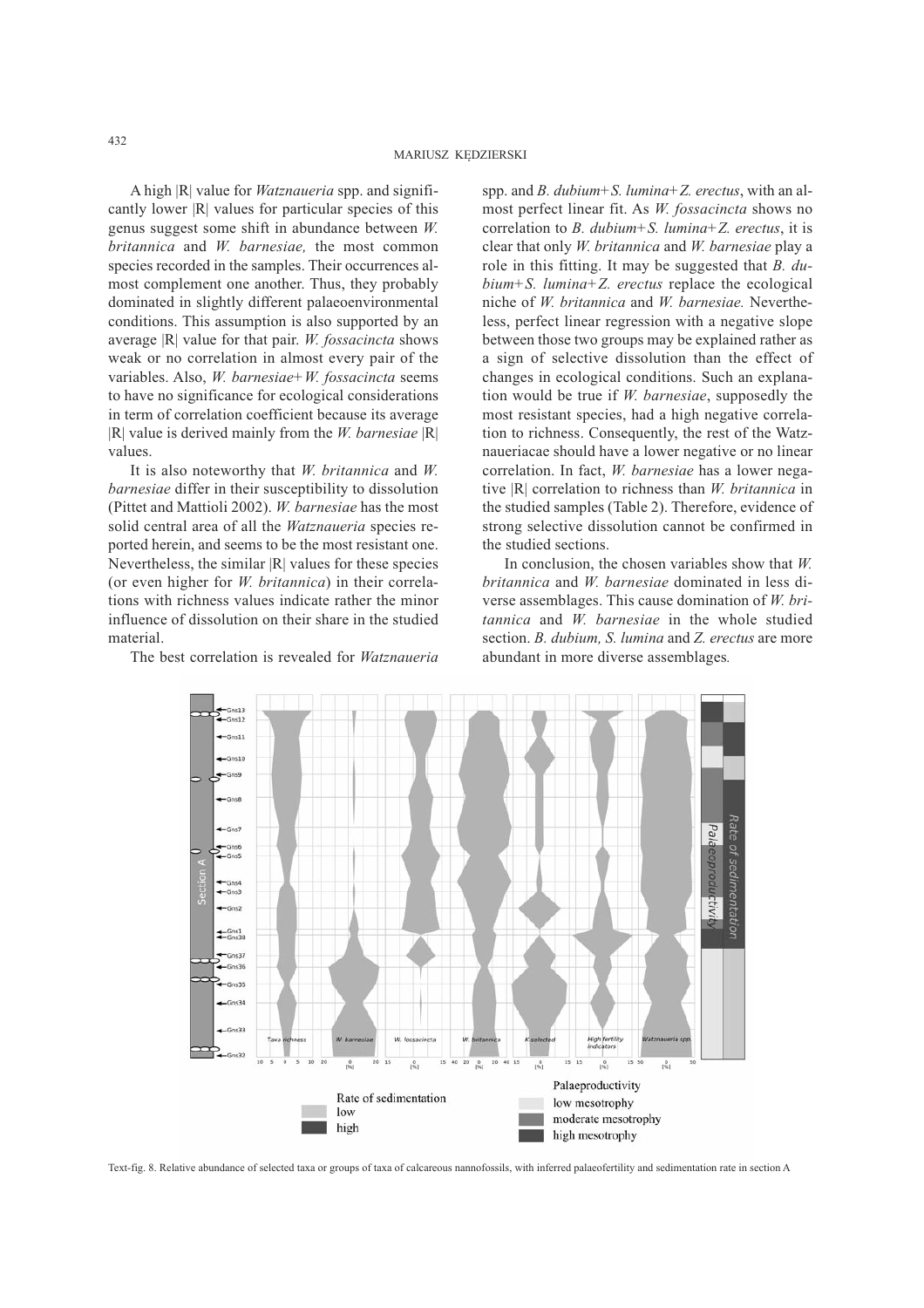A high |R| value for *Watznaueria* spp. and significantly lower |R| values for particular species of this genus suggest some shift in abundance between *W. britannica* and *W. barnesiae,* the most common species recorded in the samples. Their occurrences almost complement one another. Thus, they probably dominated in slightly different palaeoenvironmental conditions. This assumption is also supported by an average |R| value for that pair. *W. fossacincta* shows weak or no correlation in almost every pair of the variables. Also, *W. barnesiae*+*W. fossacincta* seems to have no significance for ecological considerations in term of correlation coefficient because its average |R| value is derived mainly from the *W. barnesiae* |R| values.

It is also noteworthy that *W. britannica* and *W. barnesiae* differ in their susceptibility to dissolution (Pittet and Mattioli 2002). *W. barnesiae* has the most solid central area of all the *Watznaueria* species reported herein, and seems to be the most resistant one. Nevertheless, the similar |R| values for these species (or even higher for *W. britannica*) in their correlations with richness values indicate rather the minor influence of dissolution on their share in the studied material.

The best correlation is revealed for *Watznaueria* spp. and *B. dubium*+*S. lumina*+*Z. erectus*, with an almost perfect linear fit. As *W. fossacincta* shows no correlation to *B. dubium*+*S. lumina*+*Z. erectus*, it is clear that only *W. britannica* and *W. barnesiae* play a role in this fitting. It may be suggested that *B. dubium*+*S. lumina*+*Z. erectus* replace the ecological niche of *W. britannica* and *W. barnesiae.* Nevertheless, perfect linear regression with a negative slope between those two groups may be explained rather as a sign of selective dissolution than the effect of changes in ecological conditions. Such an explanation would be true if *W. barnesiae*, supposedly the most resistant species, had a high negative correlation to richness. Consequently, the rest of the Watznaueriacae should have a lower negative or no linear correlation. In fact, *W. barnesiae* has a lower negative |R| correlation to richness than *W. britannica* in the studied samples (Table 2). Therefore, evidence of strong selective dissolution cannot be confirmed in the studied sections.

In conclusion, the chosen variables show that *W. britannica* and *W. barnesiae* dominated in less diverse assemblages. This cause domination of *W. britannica* and *W. barnesiae* in the whole studied section. *B. dubium, S. lumina* and *Z. erectus* are more abundant in more diverse assemblages*.*

Section A

Gns13
Gns12
Gns11
Gns10
Gns9
Gns8
Gns7
Gns6
Gns5
Gns4
Gns3
Gns2
Gns1
Gns38
Gns37
Gns36
Gns35
Gns34
Gns33
Gns32

Taxa richness
W. barnesiae
W. fossacincta
W. britannica
K-selected
High fertility indicators
Watznaueria spp.

10 5 0 5 10 20 0 [%] 20 15 0 [%] 15 40 20 0 [%] 20 40 15 0 [%] 15 15 0 [%] 15 50 0 [%] 50

Palaeoproductivity
Rate of sedimentation

Rate of sedimentation
low
high

Palaeoproductivity
low mesotrophy
moderate mesotrophy
high mesotrophy

Text-fig. 8. Relative abundance of selected taxa or groups of taxa of calcareous nannofossils, with inferred palaeofertility and sedimentation rate in section A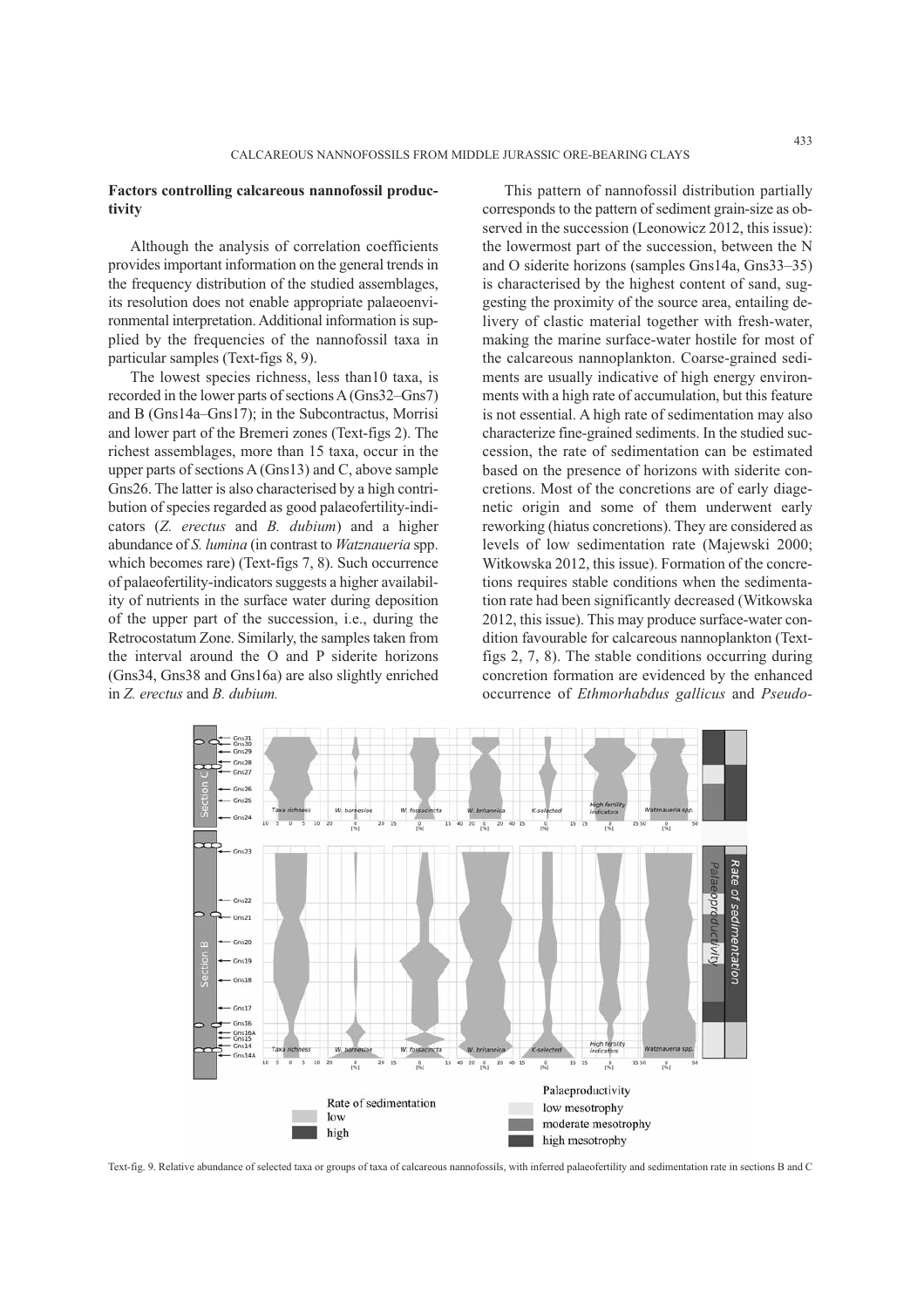## Factors controlling calcareous nannofossil productivity

Although the analysis of correlation coefficients provides important information on the general trends in the frequency distribution of the studied assemblages, its resolution does not enable appropriate palaeoenvironmental interpretation. Additional information is supplied by the frequencies of the nannofossil taxa in particular samples (Text-figs 8, 9).

The lowest species richness, less than10 taxa, is recorded in the lower parts of sections A (Gns32–Gns7) and B (Gns14a–Gns17); in the Subcontractus, Morrisi and lower part of the Bremeri zones (Text-figs 2). The richest assemblages, more than 15 taxa, occur in the upper parts of sections A (Gns13) and C, above sample Gns26. The latter is also characterised by a high contribution of species regarded as good palaeofertility-indicators (*Z. erectus* and *B. dubium*) and a higher abundance of *S. lumina* (in contrast to *Watznaueria* spp. which becomes rare) (Text-figs 7, 8). Such occurrence of palaeofertility-indicators suggests a higher availability of nutrients in the surface water during deposition of the upper part of the succession, i.e., during the Retrocostatum Zone. Similarly, the samples taken from the interval around the O and P siderite horizons (Gns34, Gns38 and Gns16a) are also slightly enriched in *Z. erectus* and *B. dubium.*

This pattern of nannofossil distribution partially corresponds to the pattern of sediment grain-size as observed in the succession (Leonowicz 2012, this issue): the lowermost part of the succession, between the N and O siderite horizons (samples Gns14a, Gns33–35) is characterised by the highest content of sand, suggesting the proximity of the source area, entailing delivery of clastic material together with fresh-water, making the marine surface-water hostile for most of the calcareous nannoplankton. Coarse-grained sediments are usually indicative of high energy environments with a high rate of accumulation, but this feature is not essential. A high rate of sedimentation may also characterize fine-grained sediments. In the studied succession, the rate of sedimentation can be estimated based on the presence of horizons with siderite concretions. Most of the concretions are of early diagenetic origin and some of them underwent early reworking (hiatus concretions). They are considered as levels of low sedimentation rate (Majewski 2000; Witkowska 2012, this issue). Formation of the concretions requires stable conditions when the sedimentation rate had been significantly decreased (Witkowska 2012, this issue). This may produce surface-water condition favourable for calcareous nannoplankton (Text-figs 2, 7, 8). The stable conditions occurring during concretion formation are evidenced by the enhanced occurrence of *Ethmorhabdus gallicus* and *Pseudo-*

Text-fig. 9. Relative abundance of selected taxa or groups of taxa of calcareous nannofossils, with inferred palaeofertility and sedimentation rate in sections B and C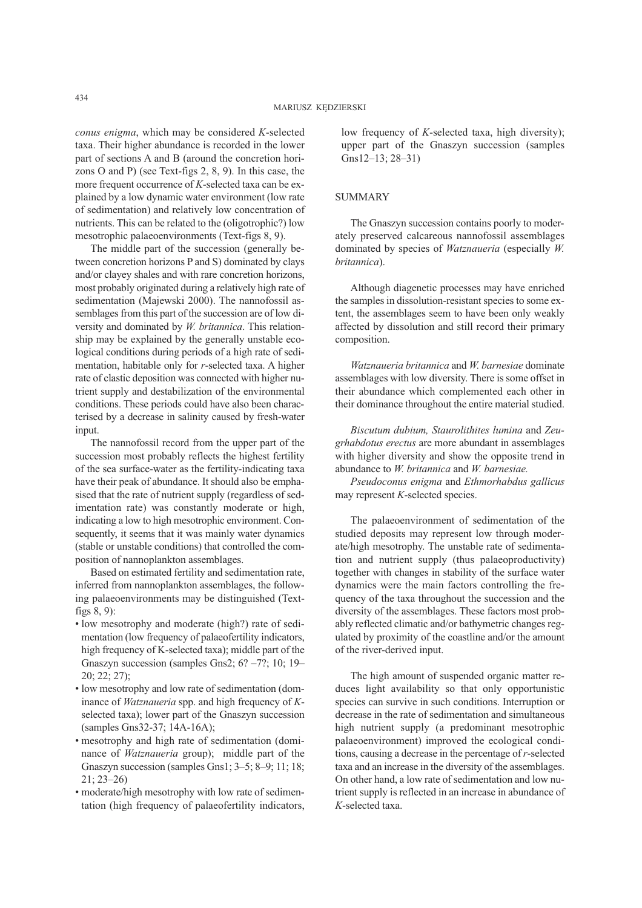*conus enigma*, which may be considered *K*-selected taxa. Their higher abundance is recorded in the lower part of sections A and B (around the concretion horizons O and P) (see Text-figs 2, 8, 9). In this case, the more frequent occurrence of *K*-selected taxa can be explained by a low dynamic water environment (low rate of sedimentation) and relatively low concentration of nutrients. This can be related to the (oligotrophic?) low mesotrophic palaeoenvironments (Text-figs 8, 9).

The middle part of the succession (generally between concretion horizons P and S) dominated by clays and/or clayey shales and with rare concretion horizons, most probably originated during a relatively high rate of sedimentation (Majewski 2000). The nannofossil assemblages from this part of the succession are of low diversity and dominated by *W. britannica*. This relationship may be explained by the generally unstable ecological conditions during periods of a high rate of sedimentation, habitable only for *r*-selected taxa. A higher rate of clastic deposition was connected with higher nutrient supply and destabilization of the environmental conditions. These periods could have also been characterised by a decrease in salinity caused by fresh-water input.

The nannofossil record from the upper part of the succession most probably reflects the highest fertility of the sea surface-water as the fertility-indicating taxa have their peak of abundance. It should also be emphasised that the rate of nutrient supply (regardless of sedimentation rate) was constantly moderate or high, indicating a low to high mesotrophic environment. Consequently, it seems that it was mainly water dynamics (stable or unstable conditions) that controlled the composition of nannoplankton assemblages.

Based on estimated fertility and sedimentation rate, inferred from nannoplankton assemblages, the following palaeoenvironments may be distinguished (Text-figs 8, 9):

- low mesotrophy and moderate (high?) rate of sedimentation (low frequency of palaeofertility indicators, high frequency of K-selected taxa); middle part of the Gnaszyn succession (samples Gns2; 6? –7?; 10; 19–20; 22; 27);
- low mesotrophy and low rate of sedimentation (dominance of *Watznaueria* spp. and high frequency of *K*-selected taxa); lower part of the Gnaszyn succession (samples Gns32-37; 14A-16A);
- mesotrophy and high rate of sedimentation (dominance of *Watznaueria* group); middle part of the Gnaszyn succession (samples Gns1; 3–5; 8–9; 11; 18; 21; 23–26)
- moderate/high mesotrophy with low rate of sedimentation (high frequency of palaeofertility indicators, low frequency of *K*-selected taxa, high diversity); upper part of the Gnaszyn succession (samples Gns12–13; 28–31)

## SUMMARY

The Gnaszyn succession contains poorly to moderately preserved calcareous nannofossil assemblages dominated by species of *Watznaueria* (especially *W. britannica*).

Although diagenetic processes may have enriched the samples in dissolution-resistant species to some extent, the assemblages seem to have been only weakly affected by dissolution and still record their primary composition.

*Watznaueria britannica* and *W. barnesiae* dominate assemblages with low diversity. There is some offset in their abundance which complemented each other in their dominance throughout the entire material studied.

*Biscutum dubium, Staurolithites lumina* and *Zeugrhabdotus erectus* are more abundant in assemblages with higher diversity and show the opposite trend in abundance to *W. britannica* and *W. barnesiae.*

*Pseudoconus enigma* and *Ethmorhabdus gallicus* may represent *K*-selected species.

The palaeoenvironment of sedimentation of the studied deposits may represent low through moderate/high mesotrophy. The unstable rate of sedimentation and nutrient supply (thus palaeoproductivity) together with changes in stability of the surface water dynamics were the main factors controlling the frequency of the taxa throughout the succession and the diversity of the assemblages. These factors most probably reflected climatic and/or bathymetric changes regulated by proximity of the coastline and/or the amount of the river-derived input.

The high amount of suspended organic matter reduces light availability so that only opportunistic species can survive in such conditions. Interruption or decrease in the rate of sedimentation and simultaneous high nutrient supply (a predominant mesotrophic palaeoenvironment) improved the ecological conditions, causing a decrease in the percentage of *r*-selected taxa and an increase in the diversity of the assemblages. On other hand, a low rate of sedimentation and low nutrient supply is reflected in an increase in abundance of *K*-selected taxa.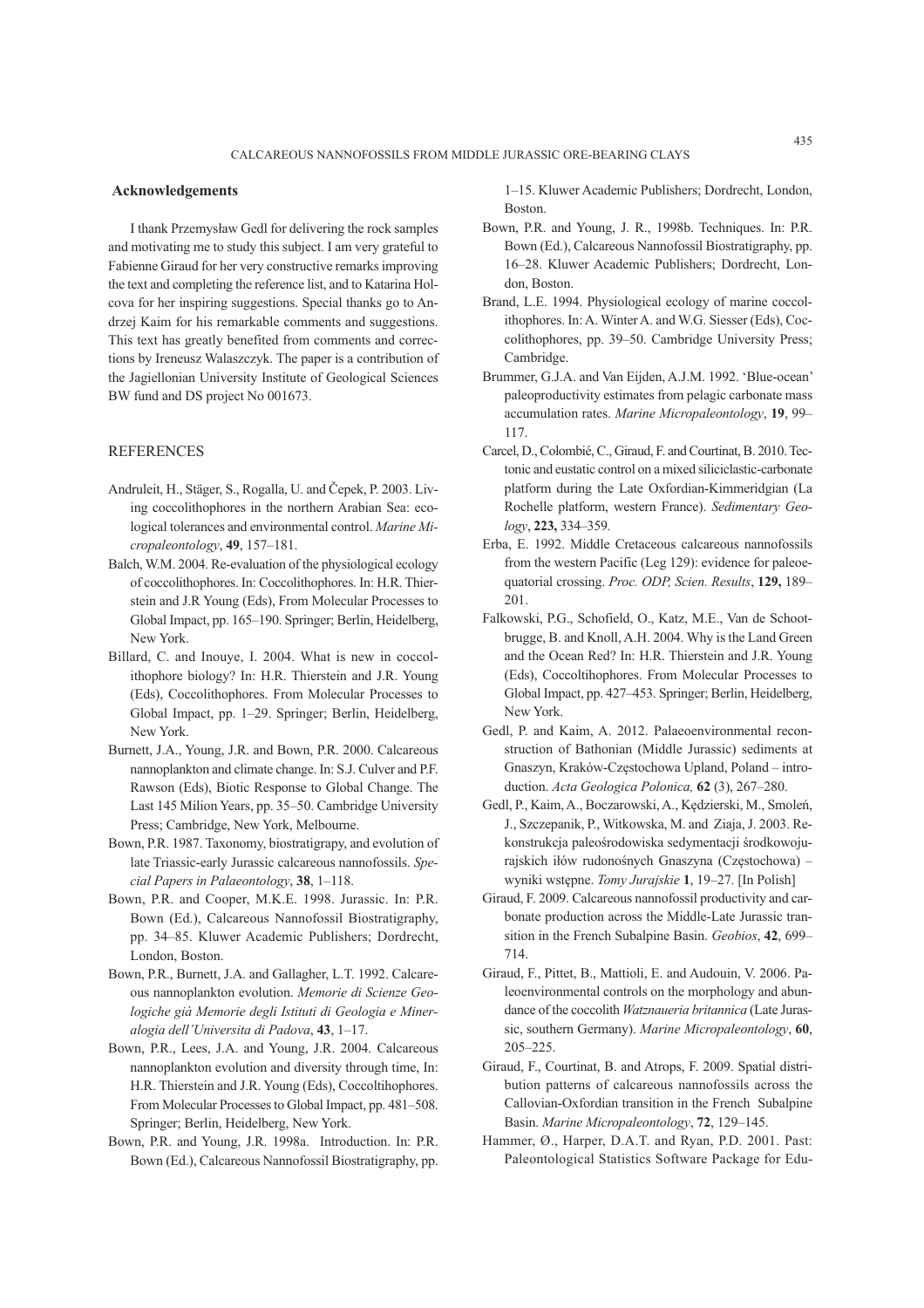## Acknowledgements

I thank Przemysław Gedl for delivering the rock samples and motivating me to study this subject. I am very grateful to Fabienne Giraud for her very constructive remarks improving the text and completing the reference list, and to Katarina Holcova for her inspiring suggestions. Special thanks go to Andrzej Kaim for his remarkable comments and suggestions. This text has greatly benefited from comments and corrections by Ireneusz Walaszczyk. The paper is a contribution of the Jagiellonian University Institute of Geological Sciences BW fund and DS project No 001673.

## REFERENCES

Andruleit, H., Stäger, S., Rogalla, U. and Čepek, P. 2003. Living coccolithophores in the northern Arabian Sea: ecological tolerances and environmental control. *Marine Micropaleontology*, **49**, 157–181.

Balch, W.M. 2004. Re-evaluation of the physiological ecology of coccolithophores. In: Coccolithophores. In: H.R. Thierstein and J.R Young (Eds), From Molecular Processes to Global Impact, pp. 165–190. Springer; Berlin, Heidelberg, New York.

Billard, C. and Inouye, I. 2004. What is new in coccolithophore biology? In: H.R. Thierstein and J.R. Young (Eds), Coccolithophores. From Molecular Processes to Global Impact, pp. 1–29. Springer; Berlin, Heidelberg, New York.

Burnett, J.A., Young, J.R. and Bown, P.R. 2000. Calcareous nannoplankton and climate change. In: S.J. Culver and P.F. Rawson (Eds), Biotic Response to Global Change. The Last 145 Milion Years, pp. 35–50. Cambridge University Press; Cambridge, New York, Melbourne.

Bown, P.R. 1987. Taxonomy, biostratigrapy, and evolution of late Triassic-early Jurassic calcareous nannofossils. *Special Papers in Palaeontology*, **38**, 1–118.

Bown, P.R. and Cooper, M.K.E. 1998. Jurassic. In: P.R. Bown (Ed.), Calcareous Nannofossil Biostratigraphy, pp. 34–85. Kluwer Academic Publishers; Dordrecht, London, Boston.

Bown, P.R., Burnett, J.A. and Gallagher, L.T. 1992. Calcareous nannoplankton evolution. *Memorie di Scienze Geologiche già Memorie degli Istituti di Geologia e Mineralogia dell'Universita di Padova*, **43**, 1–17.

Bown, P.R., Lees, J.A. and Young, J.R. 2004. Calcareous nannoplankton evolution and diversity through time, In: H.R. Thierstein and J.R. Young (Eds), Coccoltihophores. From Molecular Processes to Global Impact, pp. 481–508. Springer; Berlin, Heidelberg, New York.

Bown, P.R. and Young, J.R. 1998a. Introduction. In: P.R. Bown (Ed.), Calcareous Nannofossil Biostratigraphy, pp. 1–15. Kluwer Academic Publishers; Dordrecht, London, Boston.

Bown, P.R. and Young, J. R., 1998b. Techniques. In: P.R. Bown (Ed.), Calcareous Nannofossil Biostratigraphy, pp. 16–28. Kluwer Academic Publishers; Dordrecht, London, Boston.

Brand, L.E. 1994. Physiological ecology of marine coccolithophores. In: A. Winter A. and W.G. Siesser (Eds), Coccolithophores, pp. 39–50. Cambridge University Press; Cambridge.

Brummer, G.J.A. and Van Eijden, A.J.M. 1992. 'Blue-ocean' paleoproductivity estimates from pelagic carbonate mass accumulation rates. *Marine Micropaleontology*, **19**, 99–117.

Carcel, D., Colombié, C., Giraud, F. and Courtinat, B. 2010. Tectonic and eustatic control on a mixed siliciclastic-carbonate platform during the Late Oxfordian-Kimmeridgian (La Rochelle platform, western France). *Sedimentary Geology*, **223,** 334–359.

Erba, E. 1992. Middle Cretaceous calcareous nannofossils from the western Pacific (Leg 129): evidence for paleoequatorial crossing. *Proc. ODP, Scien. Results*, **129,** 189–201.

Falkowski, P.G., Schofield, O., Katz, M.E., Van de Schootbrugge, B. and Knoll, A.H. 2004. Why is the Land Green and the Ocean Red? In: H.R. Thierstein and J.R. Young (Eds), Coccoltihophores. From Molecular Processes to Global Impact, pp. 427–453. Springer; Berlin, Heidelberg, New York.

Gedl, P. and Kaim, A. 2012. Palaeoenvironmental reconstruction of Bathonian (Middle Jurassic) sediments at Gnaszyn, Kraków-Częstochowa Upland, Poland – introduction. *Acta Geologica Polonica,* **62** (3), 267–280.

Gedl, P., Kaim, A., Boczarowski, A., Kędzierski, M., Smoleń, J., Szczepanik, P., Witkowska, M. and Ziaja, J. 2003. Rekonstrukcja paleośrodowiska sedymentacji środkowojurajskich iłów rudonośnych Gnaszyna (Częstochowa) – wyniki wstępne. *Tomy Jurajskie* **1**, 19–27. [In Polish]

Giraud, F. 2009. Calcareous nannofossil productivity and carbonate production across the Middle-Late Jurassic transition in the French Subalpine Basin. *Geobios*, **42**, 699–714.

Giraud, F., Pittet, B., Mattioli, E. and Audouin, V. 2006. Paleoenvironmental controls on the morphology and abundance of the coccolith *Watznaueria britannica* (Late Jurassic, southern Germany). *Marine Micropaleontology*, **60**, 205–225.

Giraud, F., Courtinat, B. and Atrops, F. 2009. Spatial distribution patterns of calcareous nannofossils across the Callovian-Oxfordian transition in the French Subalpine Basin. *Marine Micropaleontology*, **72**, 129–145.

Hammer, Ø., Harper, D.A.T. and Ryan, P.D. 2001. Past: Paleontological Statistics Software Package for Edu-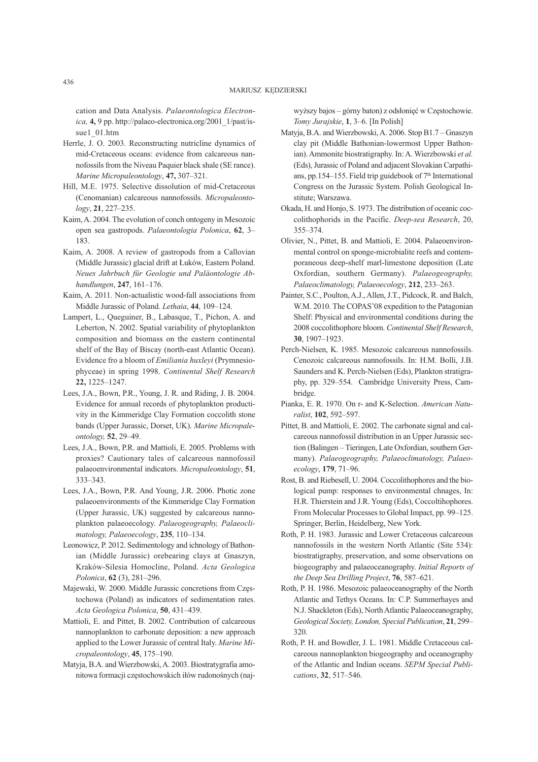cation and Data Analysis. *Palaeontologica Electronica,* **4,** 9 pp. http://palaeo-electronica.org/2001_1/past/issue1_01.htm

Herrle, J. O. 2003. Reconstructing nutricline dynamics of mid-Cretaceous oceans: evidence from calcareous nannofossils from the Niveau Paquier black shale (SE rance). *Marine Micropaleontology*, **47,** 307–321.

Hill, M.E. 1975. Selective dissolution of mid-Cretaceous (Cenomanian) calcareous nannofossils. *Micropaleontology*, **21**, 227–235.

Kaim, A. 2004. The evolution of conch ontogeny in Mesozoic open sea gastropods. *Palaeontologia Polonica*, **62**, 3–183.

Kaim, A. 2008. A review of gastropods from a Callovian (Middle Jurassic) glacial drift at Łuków, Eastern Poland. *Neues Jahrbuch für Geologie und Paläontologie Abhandlungen*, **247**, 161–176.

Kaim, A. 2011. Non-actualistic wood-fall associations from Middle Jurassic of Poland. *Lethaia*, **44**, 109–124.

Lampert, L., Queguiner, B., Labasque, T., Pichon, A. and Leberton, N. 2002. Spatial variability of phytoplankton composition and biomass on the eastern continental shelf of the Bay of Biscay (north-east Atlantic Ocean). Evidence fro a bloom of *Emiliania huxleyi* (Prymnesiophyceae) in spring 1998. *Continental Shelf Research* **22,** 1225–1247.

Lees, J.A., Bown, P.R., Young, J. R. and Riding, J. B. 2004. Evidence for annual records of phytoplankton productivity in the Kimmeridge Clay Formation coccolith stone bands (Upper Jurassic, Dorset, UK). *Marine Micropaleontology,* **52**, 29–49.

Lees, J.A., Bown, P.R. and Mattioli, E. 2005. Problems with proxies? Cautionary tales of calcareous nannofossil palaeoenvironmental indicators. *Micropaleontology*, **51**, 333–343.

Lees, J.A., Bown, P.R. And Young, J.R. 2006. Photic zone palaeoenvironments of the Kimmeridge Clay Formation (Upper Jurassic, UK) suggested by calcareous nannoplankton palaeoecology. *Palaeogeography, Palaeoclimatology, Palaeoecology*, **235**, 110–134.

Leonowicz, P. 2012. Sedimentology and ichnology of Bathonian (Middle Jurassic) orebearing clays at Gnaszyn, Kraków-Silesia Homocline, Poland. *Acta Geologica Polonica*, **62** (3), 281–296.

Majewski, W. 2000. Middle Jurassic concretions from Częstochowa (Poland) as indicators of sedimentation rates. *Acta Geologica Polonica*, **50**, 431–439.

Mattioli, E. and Pittet, B. 2002. Contribution of calcareous nannoplankton to carbonate deposition: a new approach applied to the Lower Jurassic of central Italy. *Marine Micropaleontology*, **45**, 175–190.

Matyja, B.A. and Wierzbowski, A. 2003. Biostratygrafia amonitowa formacji częstochowskich iłów rudonośnych (najwyższy bajos – górny baton) z odsłonięć w Częstochowie. *Tomy Jurajskie*, **1**, 3–6. [In Polish]

Matyja, B.A. and Wierzbowski, A. 2006. Stop B1.7 – Gnaszyn clay pit (Middle Bathonian-lowermost Upper Bathonian). Ammonite biostratigraphy. In: A. Wierzbowski *et al.* (Eds), Jurassic of Poland and adjacent Slovakian Carpathians, pp.154–155. Field trip guidebook of 7th International Congress on the Jurassic System. Polish Geological Institute; Warszawa.

Okada, H. and Honjo, S. 1973. The distribution of oceanic coccolithophorids in the Pacific. *Deep-sea Research*, 20, 355–374.

Olivier, N., Pittet, B. and Mattioli, E. 2004. Palaeoenvironmental control on sponge-microbialite reefs and contemporaneous deep-shelf marl-limestone deposition (Late Oxfordian, southern Germany). *Palaeogeography, Palaeoclimatology, Palaeoecology*, **212**, 233–263.

Painter, S.C., Poulton, A.J., Allen, J.T., Pidcock, R. and Balch, W.M. 2010. The COPAS'08 expedition to the Patagonian Shelf: Physical and environmental conditions during the 2008 coccolithophore bloom. *Continental Shelf Research*, **30**, 1907–1923.

Perch-Nielsen, K. 1985. Mesozoic calcareous nannofossils. Cenozoic calcareous nannofossils. In: H.M. Bolli, J.B. Saunders and K. Perch-Nielsen (Eds), Plankton stratigraphy, pp. 329–554. Cambridge University Press, Cambridge.

Pianka, E. R. 1970. On r- and K-Selection. *American Naturalist*, **102**, 592–597.

Pittet, B. and Mattioli, E. 2002. The carbonate signal and calcareous nannofossil distribution in an Upper Jurassic section (Balingen – Tieringen, Late Oxfordian, southern Germany). *Palaeogeography, Palaeoclimatology, Palaeoecology*, **179**, 71–96.

Rost, B. and Riebesell, U. 2004. Coccolithophores and the biological pump: responses to environmental chnages, In: H.R. Thierstein and J.R. Young (Eds), Coccoltihophores. From Molecular Processes to Global Impact, pp. 99–125. Springer, Berlin, Heidelberg, New York.

Roth, P. H. 1983. Jurassic and Lower Cretaceous calcareous nannofossils in the western North Atlantic (Site 534): biostratigraphy, preservation, and some observations on biogeography and palaeoceanography. *Initial Reports of the Deep Sea Drilling Project*, **76**, 587–621.

Roth, P. H. 1986. Mesozoic palaeoceanography of the North Atlantic and Tethys Oceans. In: C.P. Summerhayes and N.J. Shackleton (Eds), North Atlantic Palaeoceanography, *Geological Society, London, Special Publication*, **21**, 299–320.

Roth, P. H. and Bowdler, J. L. 1981. Middle Cretaceous calcareous nannoplankton biogeography and oceanography of the Atlantic and Indian oceans. *SEPM Special Publications*, **32**, 517–546.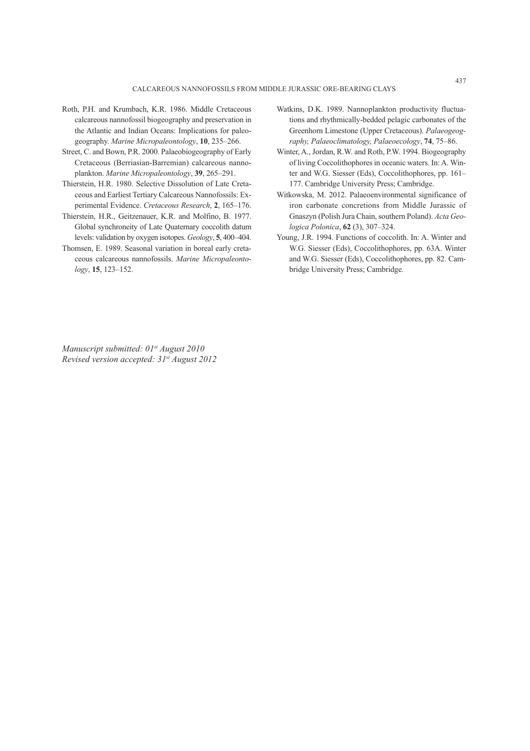Roth, P.H. and Krumbach, K.R. 1986. Middle Cretaceous calcareous nannofossil biogeography and preservation in the Atlantic and Indian Oceans: Implications for paleogeography. *Marine Micropaleontology*, **10**, 235–266.

Street, C. and Bown, P.R. 2000. Palaeobiogeography of Early Cretaceous (Berriasian-Barremian) calcareous nannoplankton. *Marine Micropaleontology*, **39**, 265–291.

Thierstein, H.R. 1980. Selective Dissolution of Late Cretaceous and Earliest Tertiary Calcareous Nannofossils: Experimental Evidence. *Cretaceous Research*, **2**, 165–176.

Thierstein, H.R., Geitzenauer, K.R. and Molfino, B. 1977. Global synchroneity of Late Quaternary coccolith datum levels: validation by oxygen isotopes. *Geology*, **5**, 400–404.

Thomsen, E. 1989. Seasonal variation in boreal early cretaceous calcareous nannofossils. *Marine Micropaleontology*, **15**, 123–152.

Watkins, D.K. 1989. Nannoplankton productivity fluctuations and rhythmically-bedded pelagic carbonates of the Greenhorn Limestone (Upper Cretaceous). *Palaeogeography, Palaeoclimatology, Palaeoecology*, **74**, 75–86.

Winter, A., Jordan, R.W. and Roth, P.W. 1994. Biogeography of living Coccolithophores in oceanic waters. In: A. Winter and W.G. Siesser (Eds), Coccolithophores, pp. 161–177. Cambridge University Press; Cambridge.

Witkowska, M. 2012. Palaeoenvironmental significance of iron carbonate concretions from Middle Jurassic of Gnaszyn (Polish Jura Chain, southern Poland). *Acta Geologica Polonica*, **62** (3), 307–324.

Young, J.R. 1994. Functions of coccolith. In: A. Winter and W.G. Siesser (Eds), Coccolithophores, pp. 63A. Winter and W.G. Siesser (Eds), Coccolithophores, pp. 82. Cambridge University Press; Cambridge.

*Manuscript submitted: 01st August 2010*
*Revised version accepted: 31st August 2012*